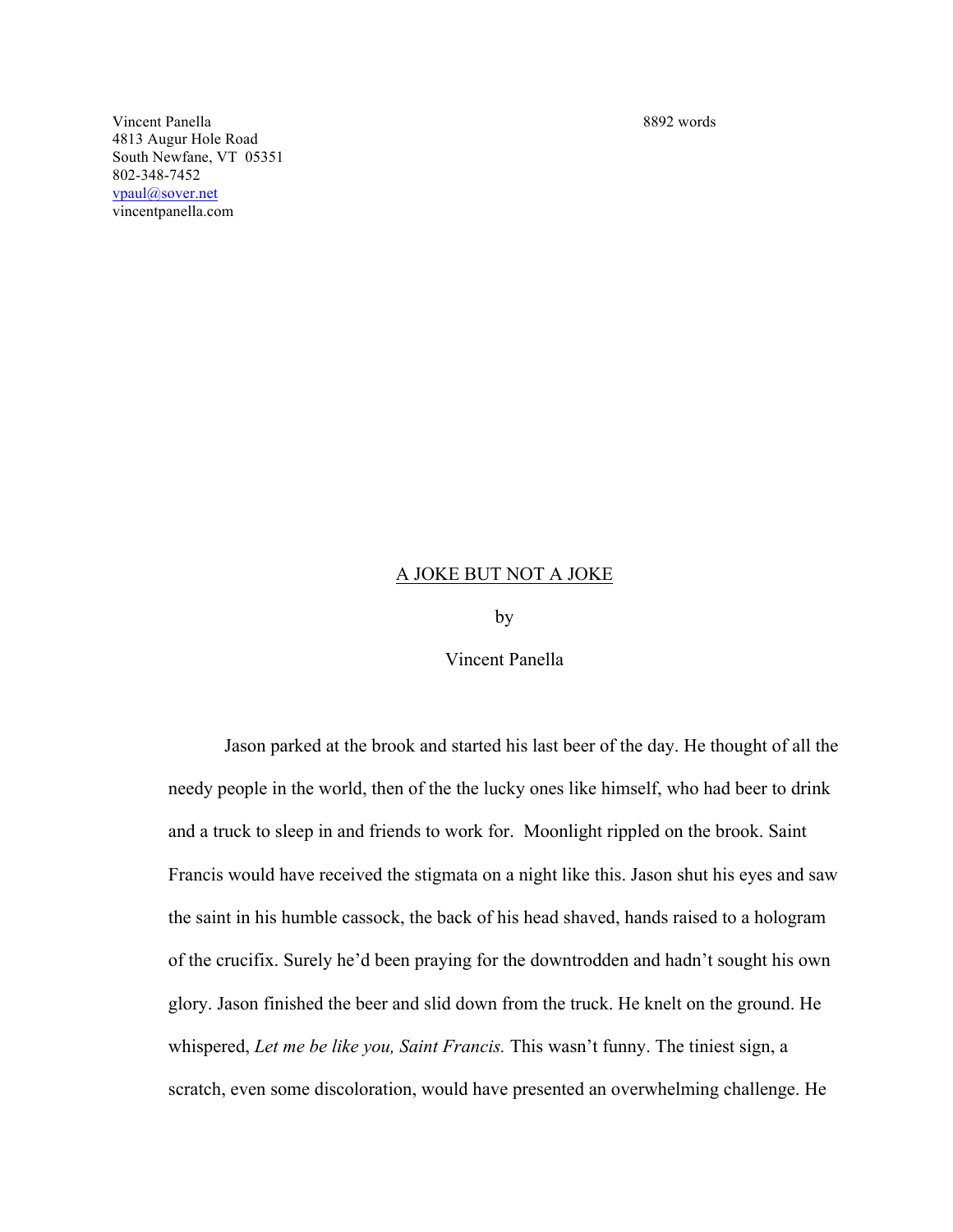Vincent Panella
4813 Augur Hole Road
South Newfane, VT 05351
802-348-7452
vpaul@sover.net
vincentpanella.com

8892 words

# A JOKE BUT NOT A JOKE

by

Vincent Panella

Jason parked at the brook and started his last beer of the day. He thought of all the needy people in the world, then of the the lucky ones like himself, who had beer to drink and a truck to sleep in and friends to work for. Moonlight rippled on the brook. Saint Francis would have received the stigmata on a night like this. Jason shut his eyes and saw the saint in his humble cassock, the back of his head shaved, hands raised to a hologram of the crucifix. Surely he'd been praying for the downtrodden and hadn't sought his own glory. Jason finished the beer and slid down from the truck. He knelt on the ground. He whispered, *Let me be like you, Saint Francis.* This wasn't funny. The tiniest sign, a scratch, even some discoloration, would have presented an overwhelming challenge. He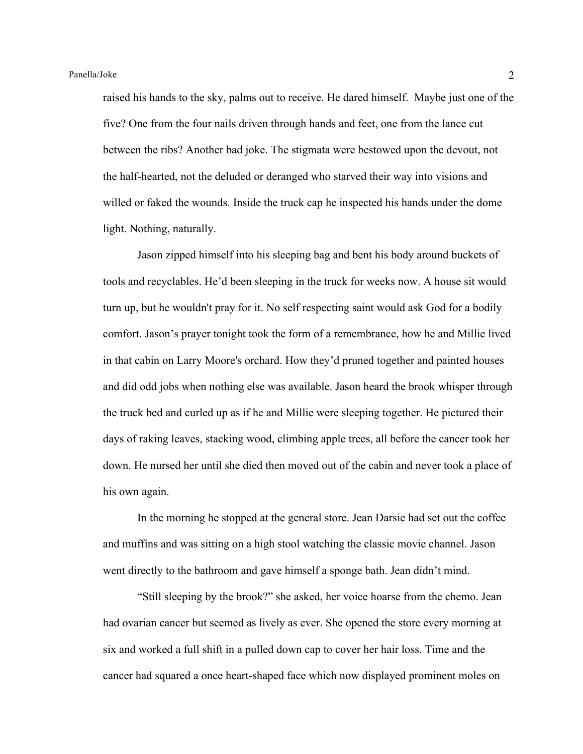raised his hands to the sky, palms out to receive. He dared himself.  Maybe just one of the five? One from the four nails driven through hands and feet, one from the lance cut between the ribs? Another bad joke. The stigmata were bestowed upon the devout, not the half-hearted, not the deluded or deranged who starved their way into visions and willed or faked the wounds. Inside the truck cap he inspected his hands under the dome light. Nothing, naturally.

Jason zipped himself into his sleeping bag and bent his body around buckets of tools and recyclables. He'd been sleeping in the truck for weeks now. A house sit would turn up, but he wouldn't pray for it. No self respecting saint would ask God for a bodily comfort. Jason's prayer tonight took the form of a remembrance, how he and Millie lived in that cabin on Larry Moore's orchard. How they'd pruned together and painted houses and did odd jobs when nothing else was available. Jason heard the brook whisper through the truck bed and curled up as if he and Millie were sleeping together. He pictured their days of raking leaves, stacking wood, climbing apple trees, all before the cancer took her down. He nursed her until she died then moved out of the cabin and never took a place of his own again.

In the morning he stopped at the general store. Jean Darsie had set out the coffee and muffins and was sitting on a high stool watching the classic movie channel. Jason went directly to the bathroom and gave himself a sponge bath. Jean didn't mind.

"Still sleeping by the brook?" she asked, her voice hoarse from the chemo. Jean had ovarian cancer but seemed as lively as ever. She opened the store every morning at six and worked a full shift in a pulled down cap to cover her hair loss. Time and the cancer had squared a once heart-shaped face which now displayed prominent moles on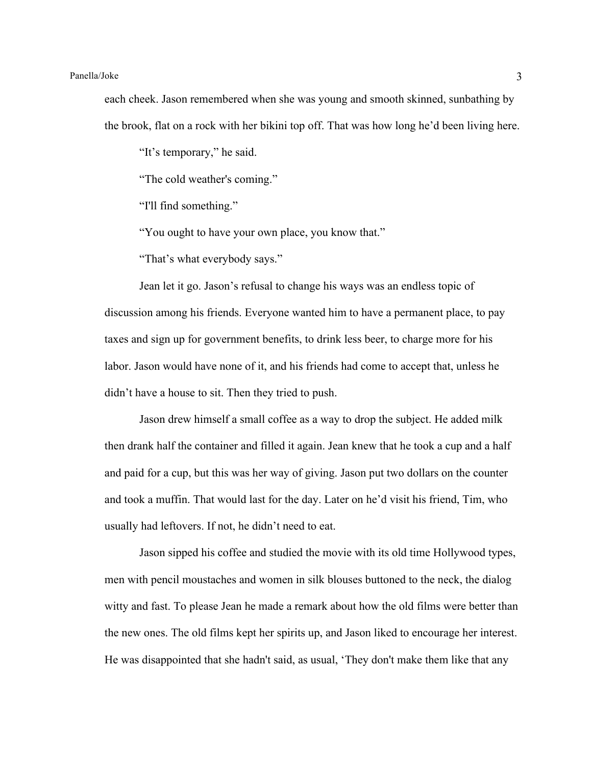each cheek. Jason remembered when she was young and smooth skinned, sunbathing by the brook, flat on a rock with her bikini top off. That was how long he'd been living here.

"It's temporary," he said.

"The cold weather's coming."

"I'll find something."

"You ought to have your own place, you know that."

"That's what everybody says."

Jean let it go. Jason's refusal to change his ways was an endless topic of discussion among his friends. Everyone wanted him to have a permanent place, to pay taxes and sign up for government benefits, to drink less beer, to charge more for his labor. Jason would have none of it, and his friends had come to accept that, unless he didn't have a house to sit. Then they tried to push.

Jason drew himself a small coffee as a way to drop the subject. He added milk then drank half the container and filled it again. Jean knew that he took a cup and a half and paid for a cup, but this was her way of giving. Jason put two dollars on the counter and took a muffin. That would last for the day. Later on he'd visit his friend, Tim, who usually had leftovers. If not, he didn't need to eat.

Jason sipped his coffee and studied the movie with its old time Hollywood types, men with pencil moustaches and women in silk blouses buttoned to the neck, the dialog witty and fast. To please Jean he made a remark about how the old films were better than the new ones. The old films kept her spirits up, and Jason liked to encourage her interest. He was disappointed that she hadn't said, as usual, 'They don't make them like that any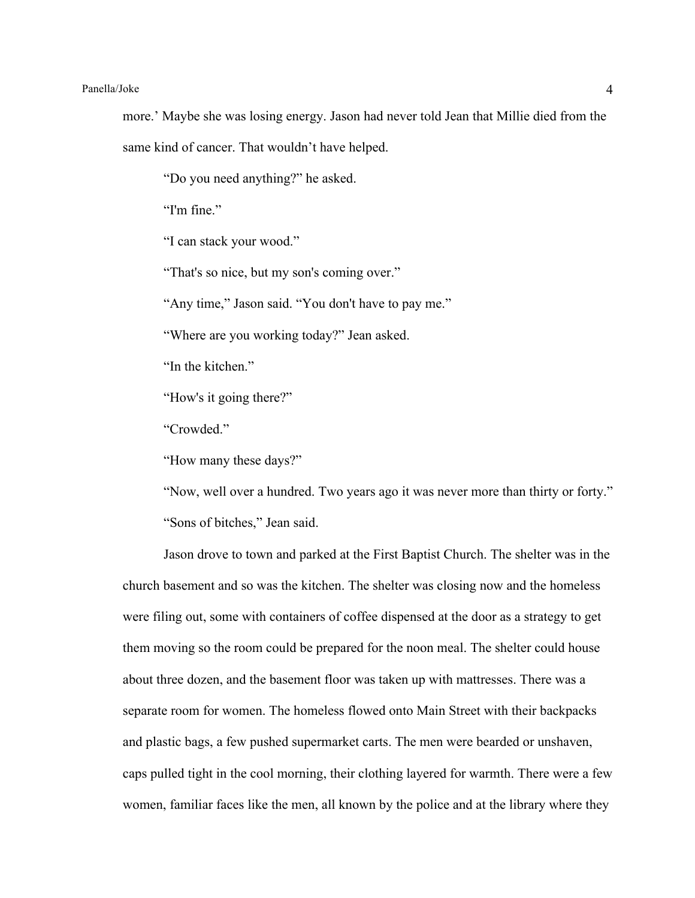more.' Maybe she was losing energy. Jason had never told Jean that Millie died from the same kind of cancer. That wouldn't have helped.

"Do you need anything?" he asked.

"I'm fine."

"I can stack your wood."

"That's so nice, but my son's coming over."

"Any time," Jason said. "You don't have to pay me."

"Where are you working today?" Jean asked.

"In the kitchen."

"How's it going there?"

"Crowded."

"How many these days?"

"Now, well over a hundred. Two years ago it was never more than thirty or forty."

"Sons of bitches," Jean said.

Jason drove to town and parked at the First Baptist Church. The shelter was in the church basement and so was the kitchen. The shelter was closing now and the homeless were filing out, some with containers of coffee dispensed at the door as a strategy to get them moving so the room could be prepared for the noon meal. The shelter could house about three dozen, and the basement floor was taken up with mattresses. There was a separate room for women. The homeless flowed onto Main Street with their backpacks and plastic bags, a few pushed supermarket carts. The men were bearded or unshaven, caps pulled tight in the cool morning, their clothing layered for warmth. There were a few women, familiar faces like the men, all known by the police and at the library where they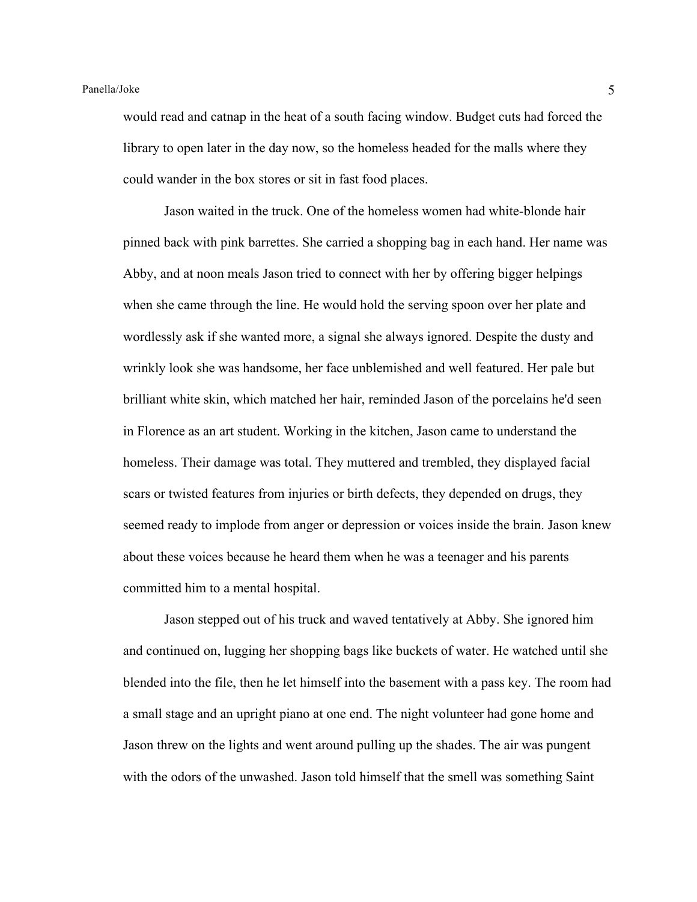would read and catnap in the heat of a south facing window. Budget cuts had forced the library to open later in the day now, so the homeless headed for the malls where they could wander in the box stores or sit in fast food places.

Jason waited in the truck. One of the homeless women had white-blonde hair pinned back with pink barrettes. She carried a shopping bag in each hand. Her name was Abby, and at noon meals Jason tried to connect with her by offering bigger helpings when she came through the line. He would hold the serving spoon over her plate and wordlessly ask if she wanted more, a signal she always ignored. Despite the dusty and wrinkly look she was handsome, her face unblemished and well featured. Her pale but brilliant white skin, which matched her hair, reminded Jason of the porcelains he'd seen in Florence as an art student. Working in the kitchen, Jason came to understand the homeless. Their damage was total. They muttered and trembled, they displayed facial scars or twisted features from injuries or birth defects, they depended on drugs, they seemed ready to implode from anger or depression or voices inside the brain. Jason knew about these voices because he heard them when he was a teenager and his parents committed him to a mental hospital.

Jason stepped out of his truck and waved tentatively at Abby. She ignored him and continued on, lugging her shopping bags like buckets of water. He watched until she blended into the file, then he let himself into the basement with a pass key. The room had a small stage and an upright piano at one end. The night volunteer had gone home and Jason threw on the lights and went around pulling up the shades. The air was pungent with the odors of the unwashed. Jason told himself that the smell was something Saint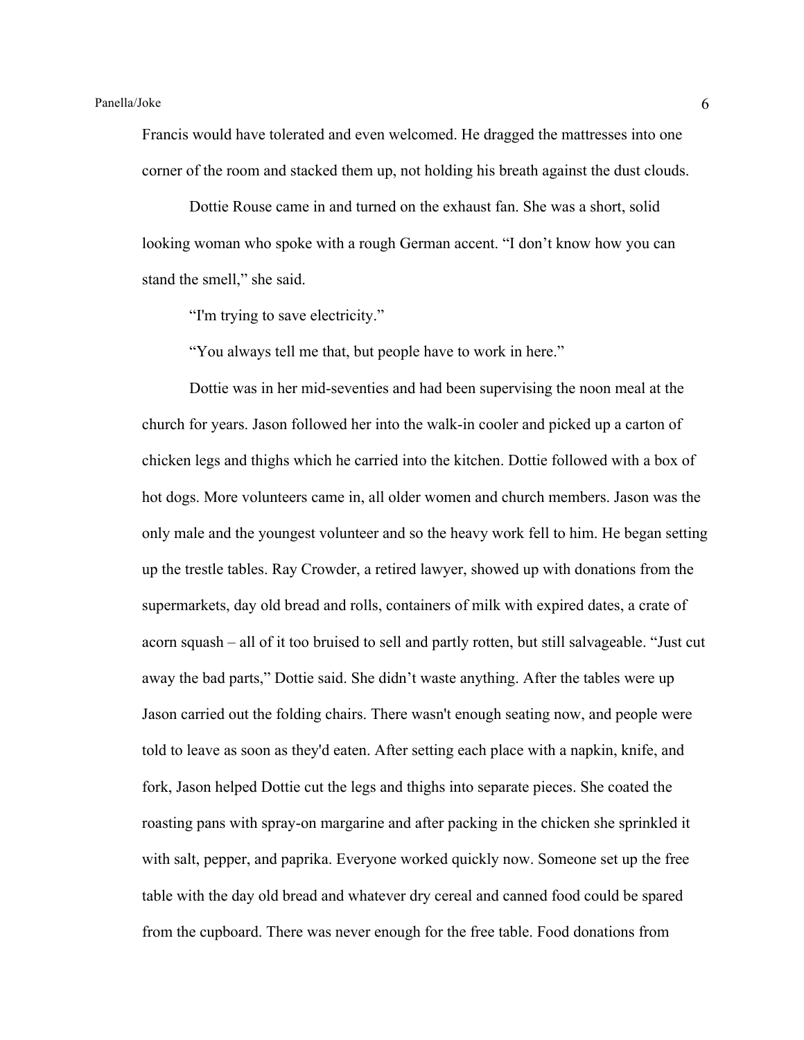Francis would have tolerated and even welcomed. He dragged the mattresses into one corner of the room and stacked them up, not holding his breath against the dust clouds.

Dottie Rouse came in and turned on the exhaust fan. She was a short, solid looking woman who spoke with a rough German accent. “I don’t know how you can stand the smell,” she said.

“I'm trying to save electricity.”

“You always tell me that, but people have to work in here.”

Dottie was in her mid-seventies and had been supervising the noon meal at the church for years. Jason followed her into the walk-in cooler and picked up a carton of chicken legs and thighs which he carried into the kitchen. Dottie followed with a box of hot dogs. More volunteers came in, all older women and church members. Jason was the only male and the youngest volunteer and so the heavy work fell to him. He began setting up the trestle tables. Ray Crowder, a retired lawyer, showed up with donations from the supermarkets, day old bread and rolls, containers of milk with expired dates, a crate of acorn squash – all of it too bruised to sell and partly rotten, but still salvageable. “Just cut away the bad parts,” Dottie said. She didn’t waste anything. After the tables were up Jason carried out the folding chairs. There wasn't enough seating now, and people were told to leave as soon as they'd eaten. After setting each place with a napkin, knife, and fork, Jason helped Dottie cut the legs and thighs into separate pieces. She coated the roasting pans with spray-on margarine and after packing in the chicken she sprinkled it with salt, pepper, and paprika. Everyone worked quickly now. Someone set up the free table with the day old bread and whatever dry cereal and canned food could be spared from the cupboard. There was never enough for the free table. Food donations from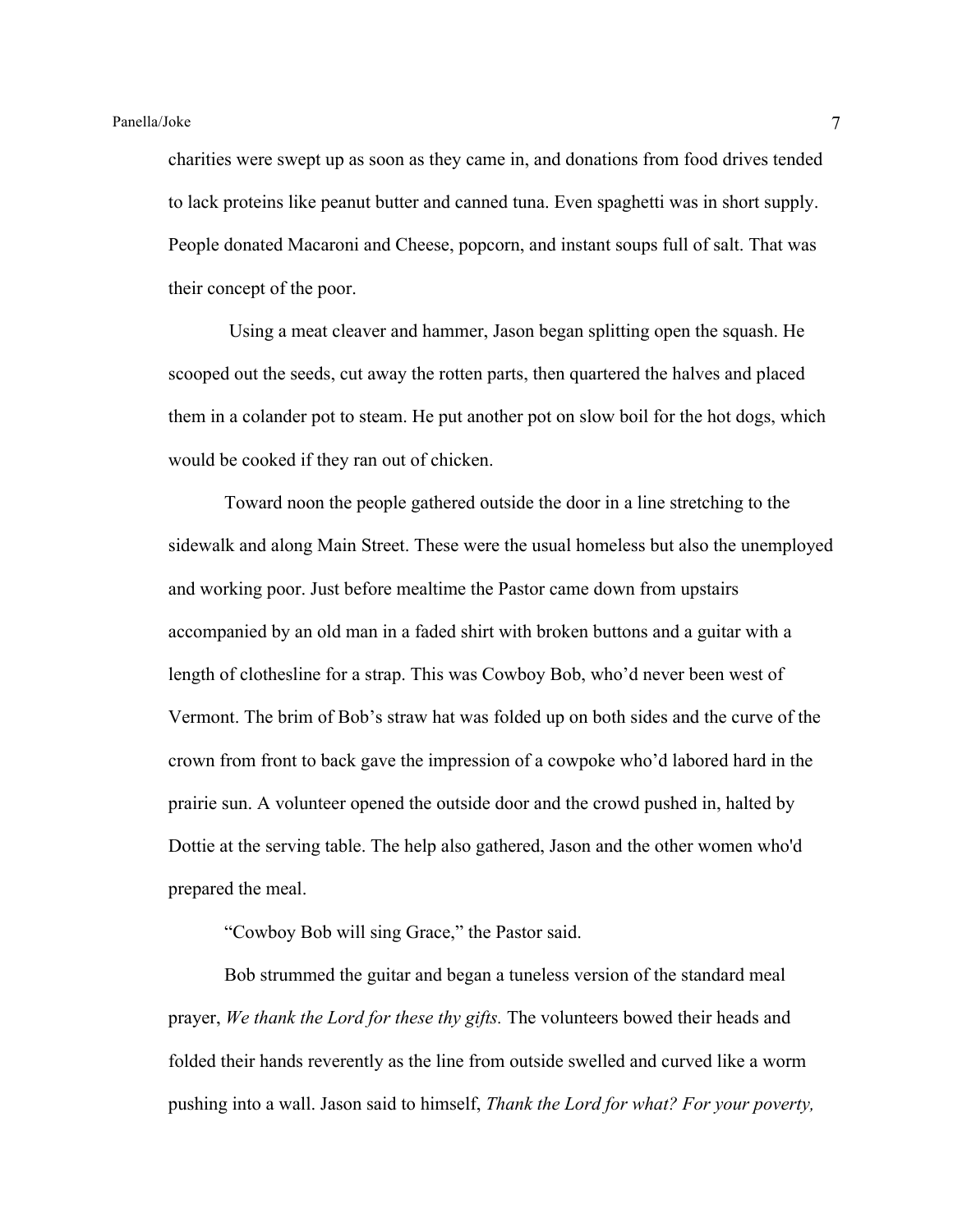charities were swept up as soon as they came in, and donations from food drives tended to lack proteins like peanut butter and canned tuna. Even spaghetti was in short supply. People donated Macaroni and Cheese, popcorn, and instant soups full of salt. That was their concept of the poor.

Using a meat cleaver and hammer, Jason began splitting open the squash. He scooped out the seeds, cut away the rotten parts, then quartered the halves and placed them in a colander pot to steam. He put another pot on slow boil for the hot dogs, which would be cooked if they ran out of chicken.

Toward noon the people gathered outside the door in a line stretching to the sidewalk and along Main Street. These were the usual homeless but also the unemployed and working poor. Just before mealtime the Pastor came down from upstairs accompanied by an old man in a faded shirt with broken buttons and a guitar with a length of clothesline for a strap. This was Cowboy Bob, who'd never been west of Vermont. The brim of Bob's straw hat was folded up on both sides and the curve of the crown from front to back gave the impression of a cowpoke who'd labored hard in the prairie sun. A volunteer opened the outside door and the crowd pushed in, halted by Dottie at the serving table. The help also gathered, Jason and the other women who'd prepared the meal.

"Cowboy Bob will sing Grace," the Pastor said.

Bob strummed the guitar and began a tuneless version of the standard meal prayer, *We thank the Lord for these thy gifts.* The volunteers bowed their heads and folded their hands reverently as the line from outside swelled and curved like a worm pushing into a wall. Jason said to himself, *Thank the Lord for what? For your poverty,*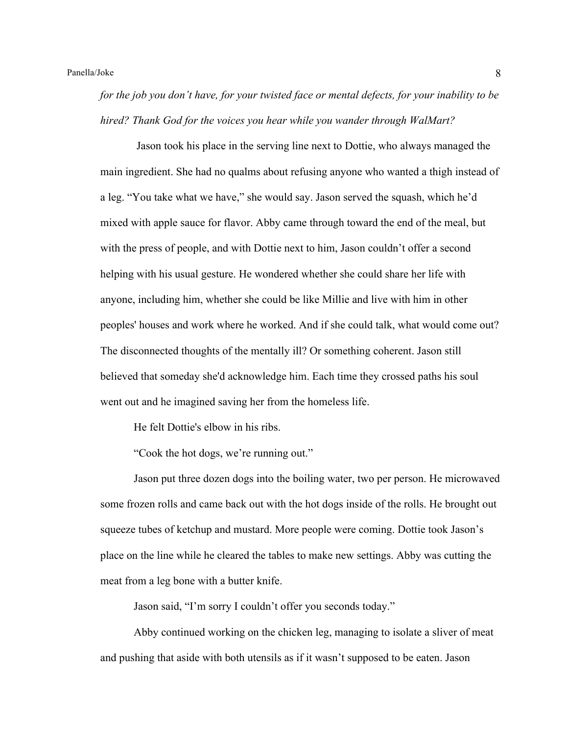*for the job you don't have, for your twisted face or mental defects, for your inability to be hired? Thank God for the voices you hear while you wander through WalMart?*

Jason took his place in the serving line next to Dottie, who always managed the main ingredient. She had no qualms about refusing anyone who wanted a thigh instead of a leg. "You take what we have," she would say. Jason served the squash, which he'd mixed with apple sauce for flavor. Abby came through toward the end of the meal, but with the press of people, and with Dottie next to him, Jason couldn't offer a second helping with his usual gesture. He wondered whether she could share her life with anyone, including him, whether she could be like Millie and live with him in other peoples' houses and work where he worked. And if she could talk, what would come out? The disconnected thoughts of the mentally ill? Or something coherent. Jason still believed that someday she'd acknowledge him. Each time they crossed paths his soul went out and he imagined saving her from the homeless life.

He felt Dottie's elbow in his ribs.

"Cook the hot dogs, we're running out."

Jason put three dozen dogs into the boiling water, two per person. He microwaved some frozen rolls and came back out with the hot dogs inside of the rolls. He brought out squeeze tubes of ketchup and mustard. More people were coming. Dottie took Jason's place on the line while he cleared the tables to make new settings. Abby was cutting the meat from a leg bone with a butter knife.

Jason said, "I'm sorry I couldn't offer you seconds today."

Abby continued working on the chicken leg, managing to isolate a sliver of meat and pushing that aside with both utensils as if it wasn't supposed to be eaten. Jason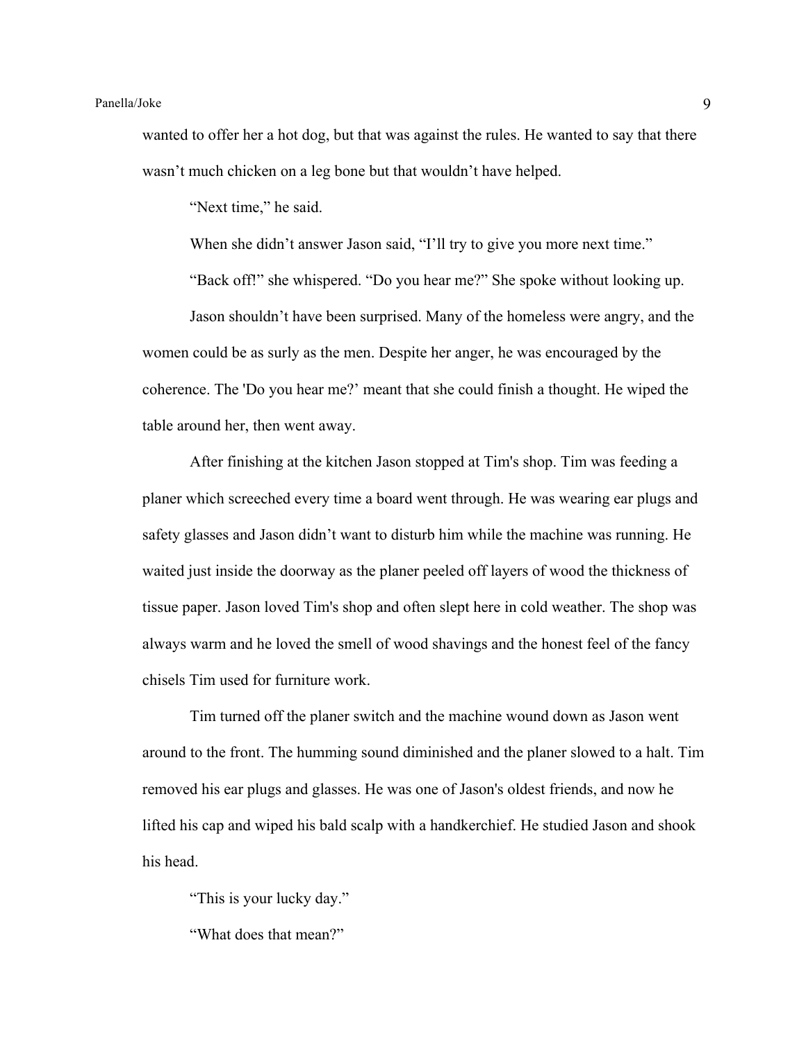wanted to offer her a hot dog, but that was against the rules. He wanted to say that there wasn't much chicken on a leg bone but that wouldn't have helped.

"Next time," he said.

When she didn't answer Jason said, "I'll try to give you more next time."

"Back off!" she whispered. "Do you hear me?" She spoke without looking up.

Jason shouldn't have been surprised. Many of the homeless were angry, and the women could be as surly as the men. Despite her anger, he was encouraged by the coherence. The 'Do you hear me?' meant that she could finish a thought. He wiped the table around her, then went away.

After finishing at the kitchen Jason stopped at Tim's shop. Tim was feeding a planer which screeched every time a board went through. He was wearing ear plugs and safety glasses and Jason didn't want to disturb him while the machine was running. He waited just inside the doorway as the planer peeled off layers of wood the thickness of tissue paper. Jason loved Tim's shop and often slept here in cold weather. The shop was always warm and he loved the smell of wood shavings and the honest feel of the fancy chisels Tim used for furniture work.

Tim turned off the planer switch and the machine wound down as Jason went around to the front. The humming sound diminished and the planer slowed to a halt. Tim removed his ear plugs and glasses. He was one of Jason's oldest friends, and now he lifted his cap and wiped his bald scalp with a handkerchief. He studied Jason and shook his head.

"This is your lucky day."

"What does that mean?"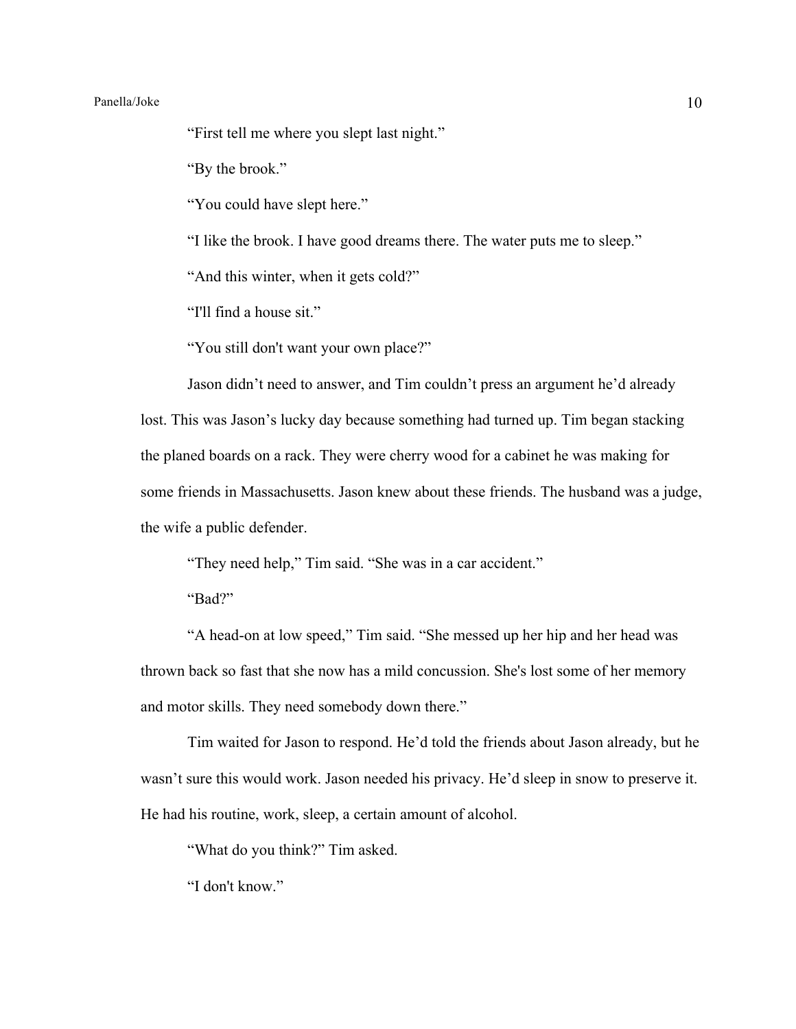"First tell me where you slept last night."

"By the brook."

"You could have slept here."

"I like the brook. I have good dreams there. The water puts me to sleep."

"And this winter, when it gets cold?"

"I'll find a house sit."

"You still don't want your own place?"

Jason didn't need to answer, and Tim couldn't press an argument he'd already lost. This was Jason's lucky day because something had turned up. Tim began stacking the planed boards on a rack. They were cherry wood for a cabinet he was making for some friends in Massachusetts. Jason knew about these friends. The husband was a judge, the wife a public defender.

"They need help," Tim said. "She was in a car accident."

"Bad?"

"A head-on at low speed," Tim said. "She messed up her hip and her head was thrown back so fast that she now has a mild concussion. She's lost some of her memory and motor skills. They need somebody down there."

Tim waited for Jason to respond. He'd told the friends about Jason already, but he wasn't sure this would work. Jason needed his privacy. He'd sleep in snow to preserve it. He had his routine, work, sleep, a certain amount of alcohol.

"What do you think?" Tim asked.

"I don't know."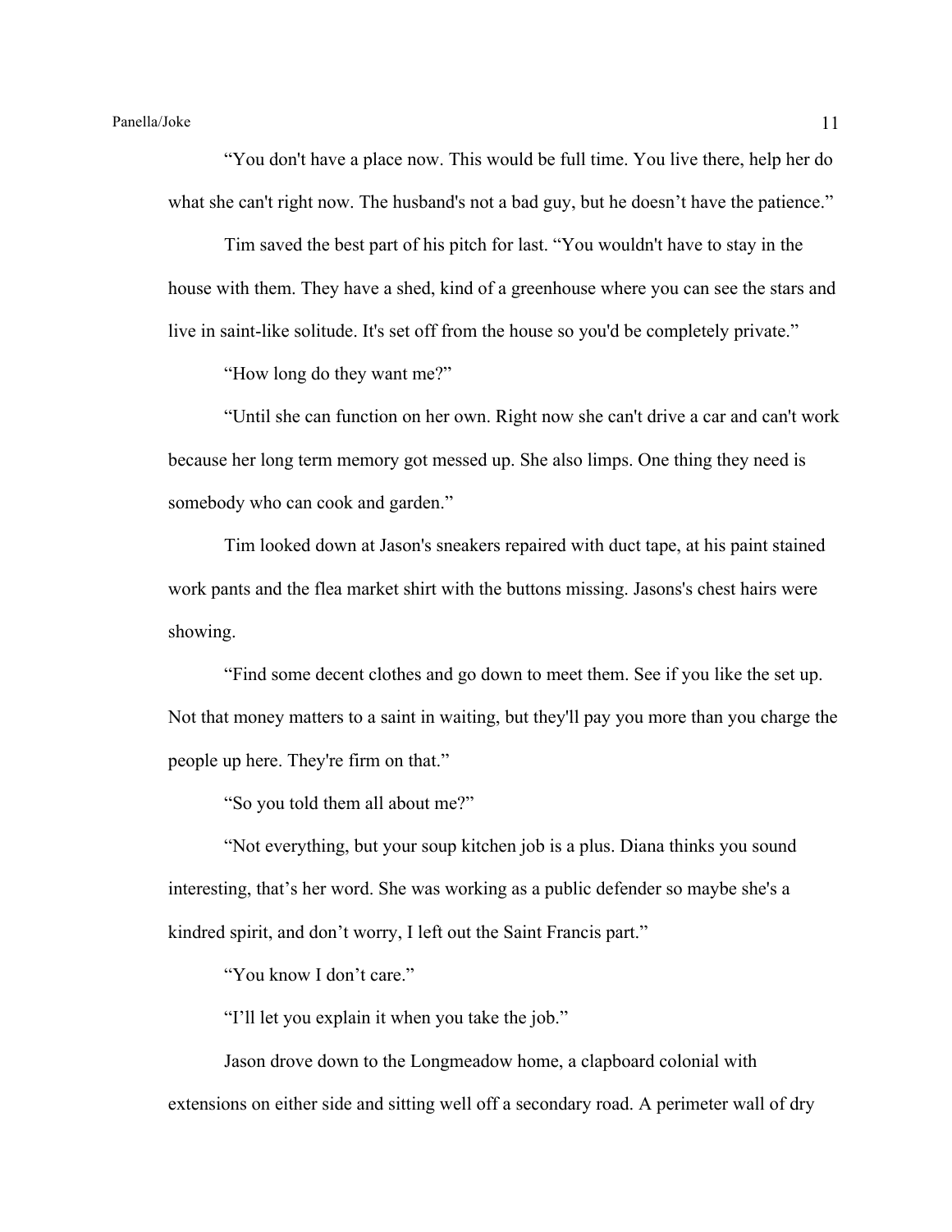"You don't have a place now. This would be full time. You live there, help her do what she can't right now. The husband's not a bad guy, but he doesn't have the patience."

Tim saved the best part of his pitch for last. "You wouldn't have to stay in the house with them. They have a shed, kind of a greenhouse where you can see the stars and live in saint-like solitude. It's set off from the house so you'd be completely private."

"How long do they want me?"

"Until she can function on her own. Right now she can't drive a car and can't work because her long term memory got messed up. She also limps. One thing they need is somebody who can cook and garden."

Tim looked down at Jason's sneakers repaired with duct tape, at his paint stained work pants and the flea market shirt with the buttons missing. Jasons's chest hairs were showing.

"Find some decent clothes and go down to meet them. See if you like the set up. Not that money matters to a saint in waiting, but they'll pay you more than you charge the people up here. They're firm on that."

"So you told them all about me?"

"Not everything, but your soup kitchen job is a plus. Diana thinks you sound interesting, that's her word. She was working as a public defender so maybe she's a kindred spirit, and don't worry, I left out the Saint Francis part."

"You know I don't care."

"I'll let you explain it when you take the job."

Jason drove down to the Longmeadow home, a clapboard colonial with extensions on either side and sitting well off a secondary road. A perimeter wall of dry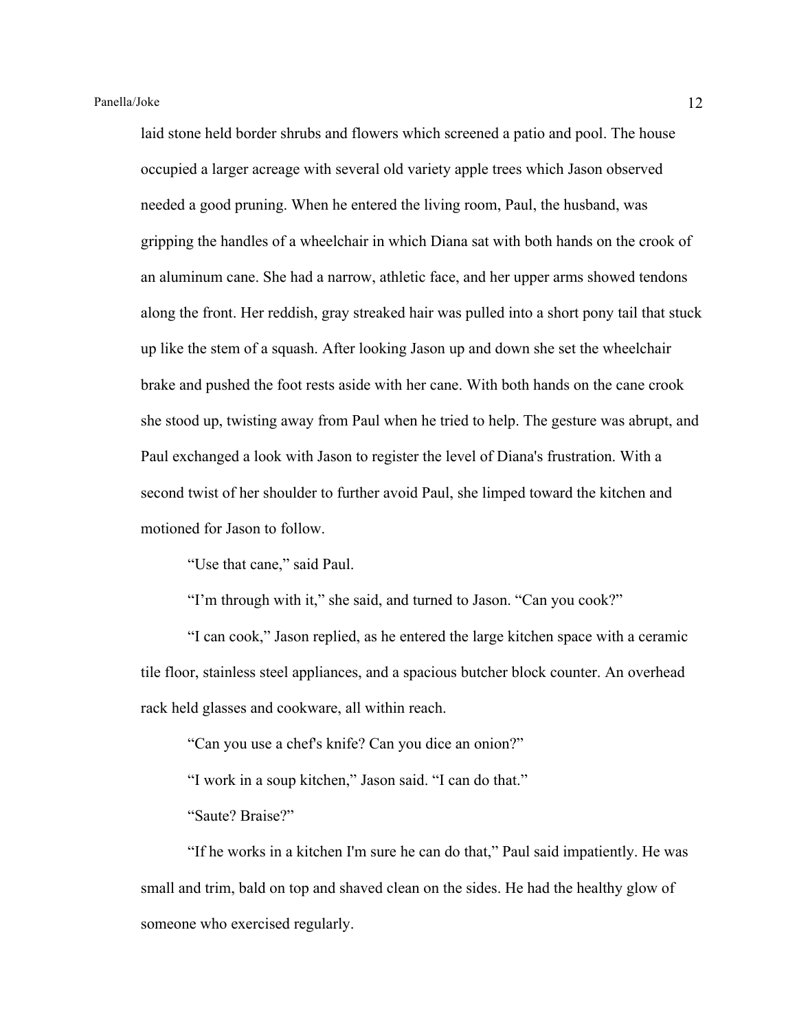laid stone held border shrubs and flowers which screened a patio and pool. The house occupied a larger acreage with several old variety apple trees which Jason observed needed a good pruning. When he entered the living room, Paul, the husband, was gripping the handles of a wheelchair in which Diana sat with both hands on the crook of an aluminum cane. She had a narrow, athletic face, and her upper arms showed tendons along the front. Her reddish, gray streaked hair was pulled into a short pony tail that stuck up like the stem of a squash. After looking Jason up and down she set the wheelchair brake and pushed the foot rests aside with her cane. With both hands on the cane crook she stood up, twisting away from Paul when he tried to help. The gesture was abrupt, and Paul exchanged a look with Jason to register the level of Diana's frustration. With a second twist of her shoulder to further avoid Paul, she limped toward the kitchen and motioned for Jason to follow.

"Use that cane," said Paul.

"I'm through with it," she said, and turned to Jason. "Can you cook?"

"I can cook," Jason replied, as he entered the large kitchen space with a ceramic tile floor, stainless steel appliances, and a spacious butcher block counter. An overhead rack held glasses and cookware, all within reach.

"Can you use a chef's knife? Can you dice an onion?"

"I work in a soup kitchen," Jason said. "I can do that."

"Saute? Braise?"

"If he works in a kitchen I'm sure he can do that," Paul said impatiently. He was small and trim, bald on top and shaved clean on the sides. He had the healthy glow of someone who exercised regularly.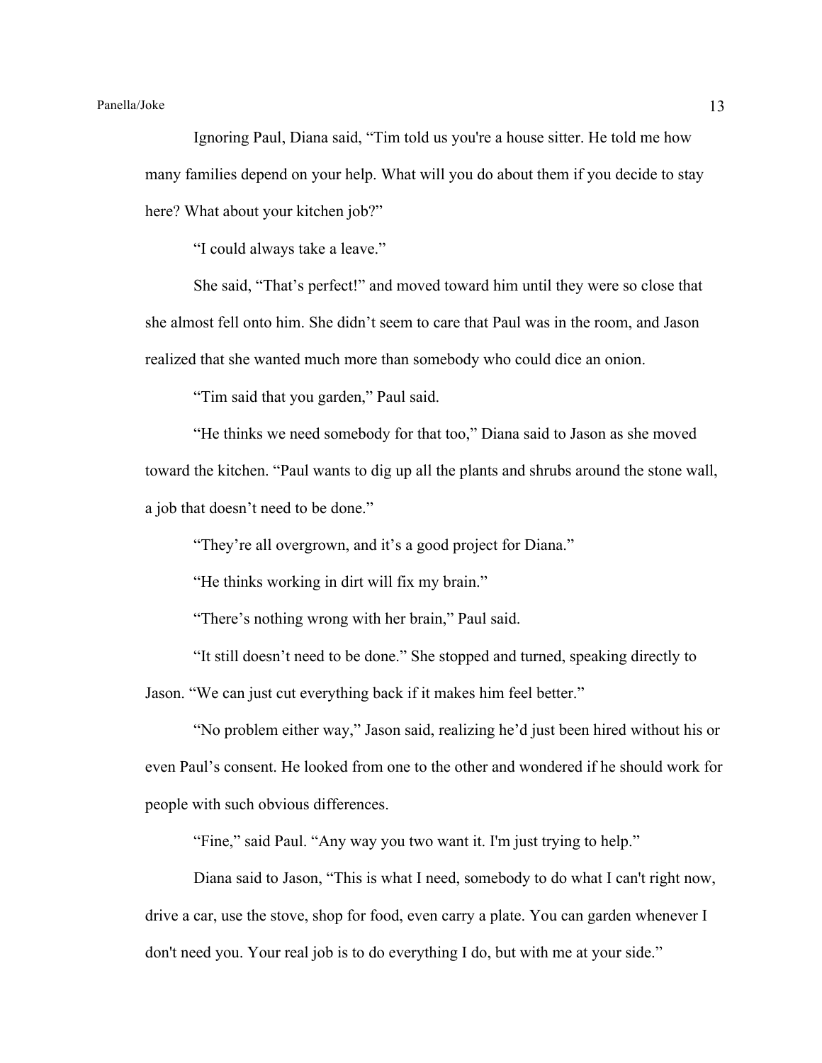Ignoring Paul, Diana said, “Tim told us you're a house sitter. He told me how many families depend on your help. What will you do about them if you decide to stay here? What about your kitchen job?”

“I could always take a leave.”

She said, “That’s perfect!” and moved toward him until they were so close that she almost fell onto him. She didn’t seem to care that Paul was in the room, and Jason realized that she wanted much more than somebody who could dice an onion.

“Tim said that you garden,” Paul said.

“He thinks we need somebody for that too,” Diana said to Jason as she moved toward the kitchen. “Paul wants to dig up all the plants and shrubs around the stone wall, a job that doesn’t need to be done.”

“They’re all overgrown, and it’s a good project for Diana.”

“He thinks working in dirt will fix my brain.”

“There’s nothing wrong with her brain,” Paul said.

“It still doesn’t need to be done.” She stopped and turned, speaking directly to Jason. “We can just cut everything back if it makes him feel better.”

“No problem either way,” Jason said, realizing he’d just been hired without his or even Paul’s consent. He looked from one to the other and wondered if he should work for people with such obvious differences.

“Fine,” said Paul. “Any way you two want it. I'm just trying to help.”

Diana said to Jason, “This is what I need, somebody to do what I can't right now, drive a car, use the stove, shop for food, even carry a plate. You can garden whenever I don't need you. Your real job is to do everything I do, but with me at your side.”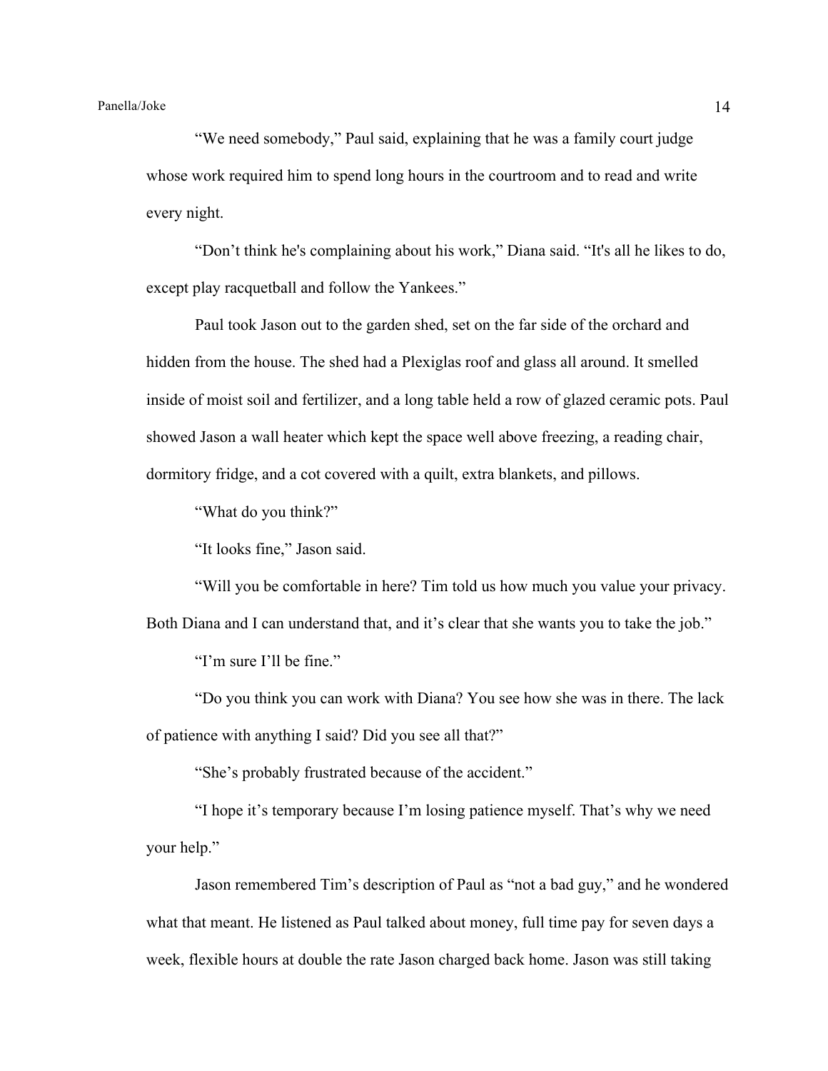"We need somebody," Paul said, explaining that he was a family court judge whose work required him to spend long hours in the courtroom and to read and write every night.

"Don't think he's complaining about his work," Diana said. "It's all he likes to do, except play racquetball and follow the Yankees."

Paul took Jason out to the garden shed, set on the far side of the orchard and hidden from the house. The shed had a Plexiglas roof and glass all around. It smelled inside of moist soil and fertilizer, and a long table held a row of glazed ceramic pots. Paul showed Jason a wall heater which kept the space well above freezing, a reading chair, dormitory fridge, and a cot covered with a quilt, extra blankets, and pillows.

"What do you think?"

"It looks fine," Jason said.

"Will you be comfortable in here? Tim told us how much you value your privacy. Both Diana and I can understand that, and it's clear that she wants you to take the job."

"I'm sure I'll be fine."

"Do you think you can work with Diana? You see how she was in there. The lack of patience with anything I said? Did you see all that?"

"She's probably frustrated because of the accident."

"I hope it's temporary because I'm losing patience myself. That's why we need your help."

Jason remembered Tim's description of Paul as "not a bad guy," and he wondered what that meant. He listened as Paul talked about money, full time pay for seven days a week, flexible hours at double the rate Jason charged back home. Jason was still taking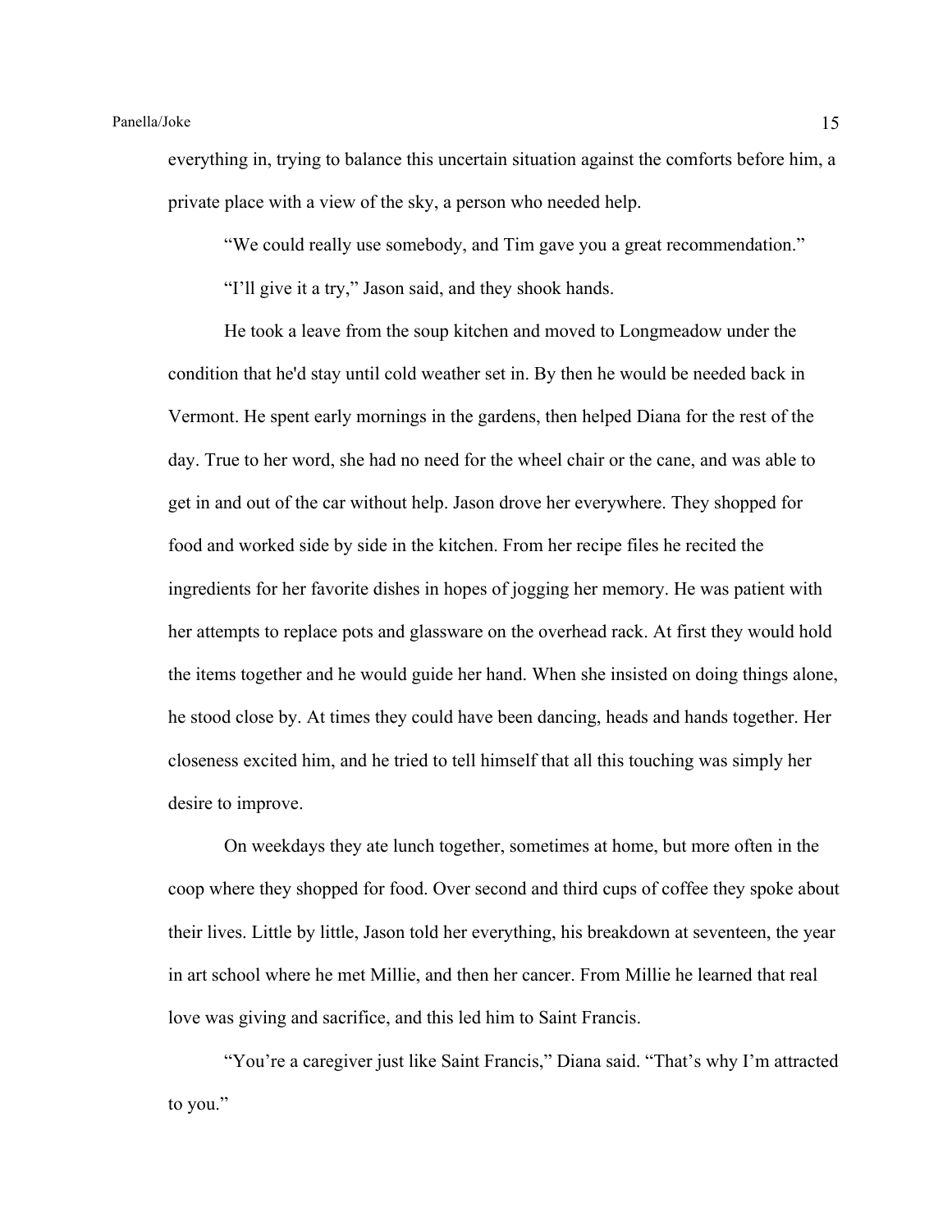everything in, trying to balance this uncertain situation against the comforts before him, a private place with a view of the sky, a person who needed help.

"We could really use somebody, and Tim gave you a great recommendation."

"I'll give it a try," Jason said, and they shook hands.

He took a leave from the soup kitchen and moved to Longmeadow under the condition that he'd stay until cold weather set in. By then he would be needed back in Vermont. He spent early mornings in the gardens, then helped Diana for the rest of the day. True to her word, she had no need for the wheel chair or the cane, and was able to get in and out of the car without help. Jason drove her everywhere. They shopped for food and worked side by side in the kitchen. From her recipe files he recited the ingredients for her favorite dishes in hopes of jogging her memory. He was patient with her attempts to replace pots and glassware on the overhead rack. At first they would hold the items together and he would guide her hand. When she insisted on doing things alone, he stood close by. At times they could have been dancing, heads and hands together. Her closeness excited him, and he tried to tell himself that all this touching was simply her desire to improve.

On weekdays they ate lunch together, sometimes at home, but more often in the coop where they shopped for food. Over second and third cups of coffee they spoke about their lives. Little by little, Jason told her everything, his breakdown at seventeen, the year in art school where he met Millie, and then her cancer. From Millie he learned that real love was giving and sacrifice, and this led him to Saint Francis.

"You're a caregiver just like Saint Francis," Diana said. "That's why I'm attracted to you."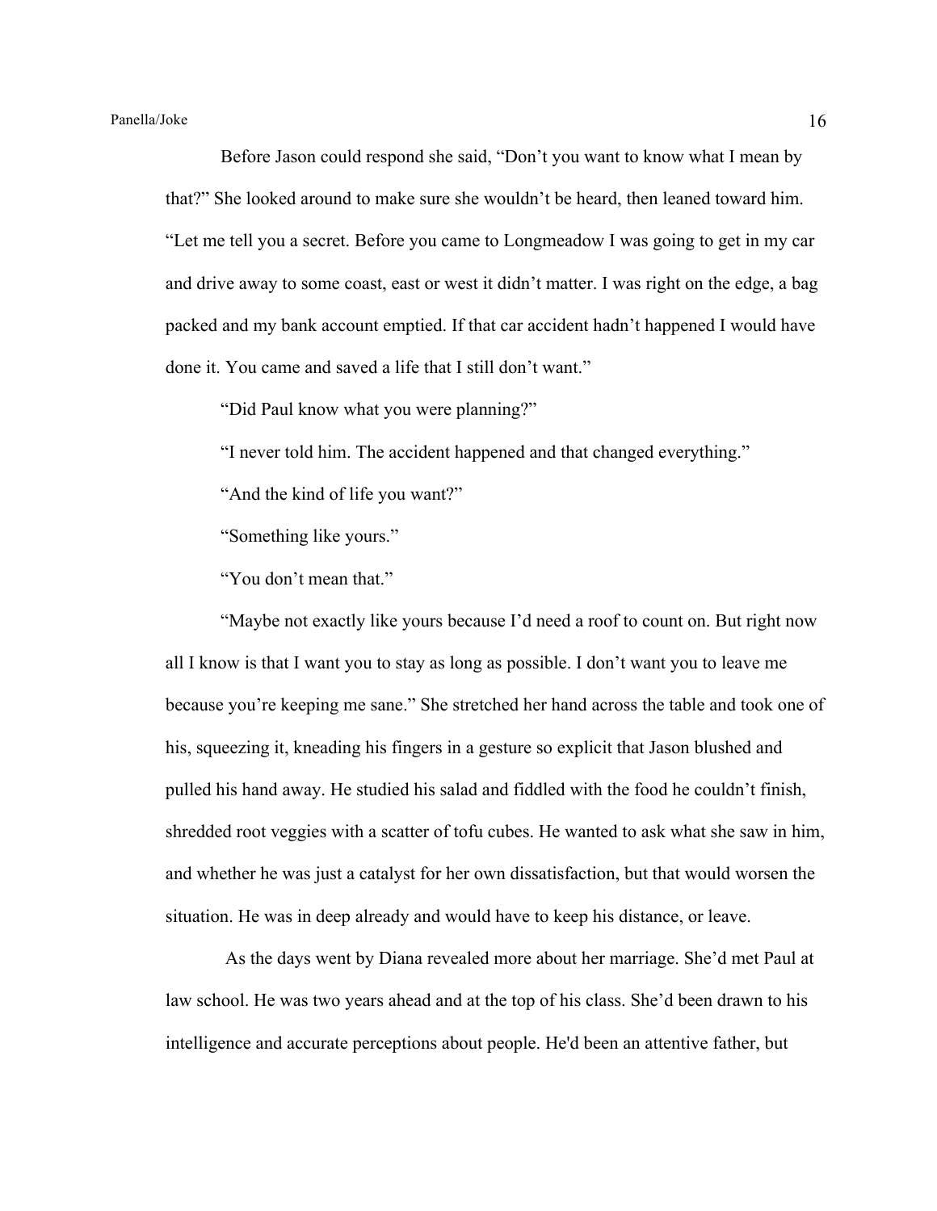Before Jason could respond she said, “Don’t you want to know what I mean by that?” She looked around to make sure she wouldn’t be heard, then leaned toward him. “Let me tell you a secret. Before you came to Longmeadow I was going to get in my car and drive away to some coast, east or west it didn’t matter. I was right on the edge, a bag packed and my bank account emptied. If that car accident hadn’t happened I would have done it. You came and saved a life that I still don’t want.”

“Did Paul know what you were planning?”

“I never told him. The accident happened and that changed everything.”

“And the kind of life you want?”

“Something like yours.”

“You don’t mean that.”

“Maybe not exactly like yours because I’d need a roof to count on. But right now all I know is that I want you to stay as long as possible. I don’t want you to leave me because you’re keeping me sane.” She stretched her hand across the table and took one of his, squeezing it, kneading his fingers in a gesture so explicit that Jason blushed and pulled his hand away. He studied his salad and fiddled with the food he couldn’t finish, shredded root veggies with a scatter of tofu cubes. He wanted to ask what she saw in him, and whether he was just a catalyst for her own dissatisfaction, but that would worsen the situation. He was in deep already and would have to keep his distance, or leave.

As the days went by Diana revealed more about her marriage. She’d met Paul at law school. He was two years ahead and at the top of his class. She’d been drawn to his intelligence and accurate perceptions about people. He'd been an attentive father, but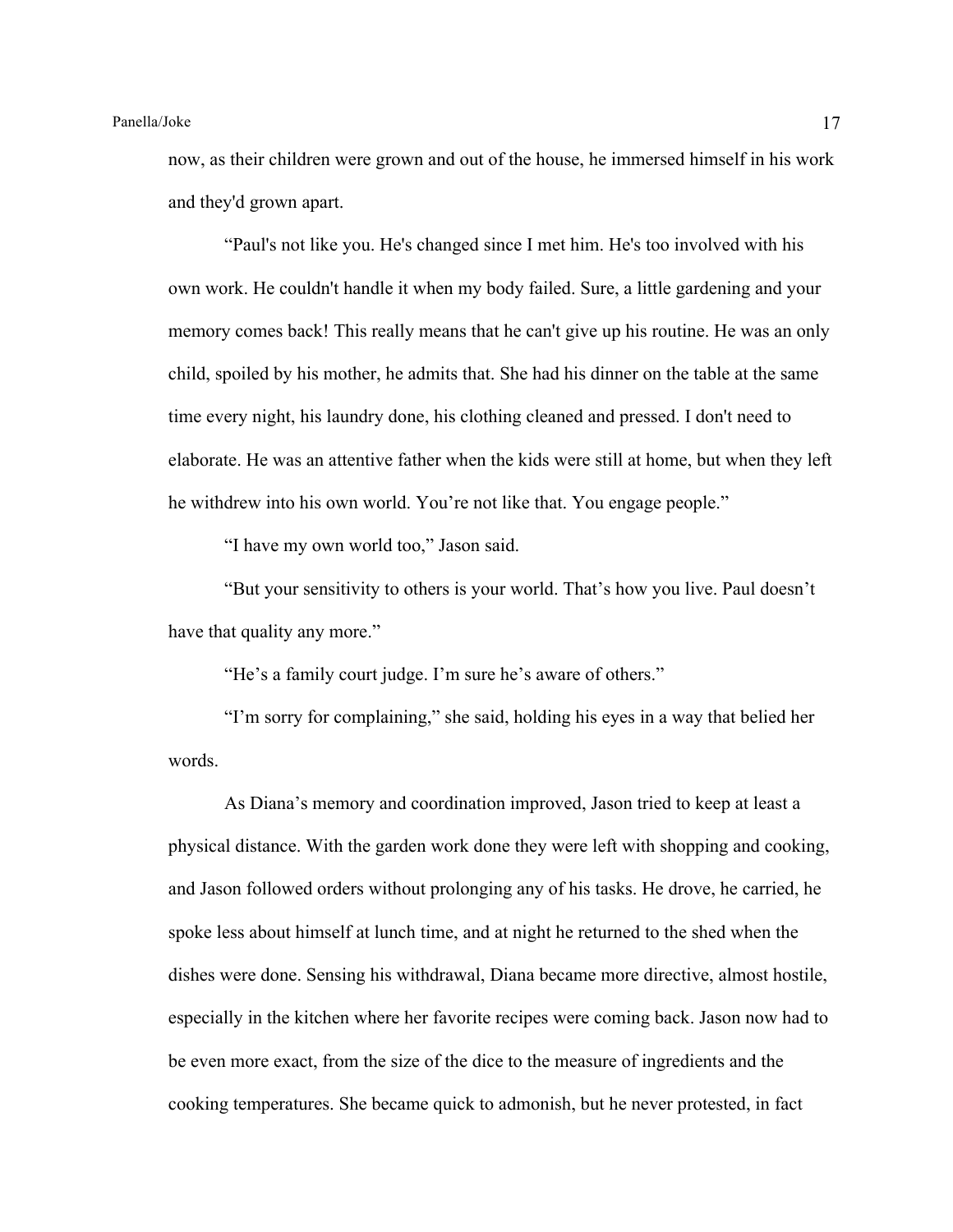now, as their children were grown and out of the house, he immersed himself in his work and they'd grown apart.

"Paul's not like you. He's changed since I met him. He's too involved with his own work. He couldn't handle it when my body failed. Sure, a little gardening and your memory comes back! This really means that he can't give up his routine. He was an only child, spoiled by his mother, he admits that. She had his dinner on the table at the same time every night, his laundry done, his clothing cleaned and pressed. I don't need to elaborate. He was an attentive father when the kids were still at home, but when they left he withdrew into his own world. You're not like that. You engage people."

"I have my own world too," Jason said.

"But your sensitivity to others is your world. That's how you live. Paul doesn't have that quality any more."

"He's a family court judge. I'm sure he's aware of others."

"I'm sorry for complaining," she said, holding his eyes in a way that belied her words.

As Diana's memory and coordination improved, Jason tried to keep at least a physical distance. With the garden work done they were left with shopping and cooking, and Jason followed orders without prolonging any of his tasks. He drove, he carried, he spoke less about himself at lunch time, and at night he returned to the shed when the dishes were done. Sensing his withdrawal, Diana became more directive, almost hostile, especially in the kitchen where her favorite recipes were coming back. Jason now had to be even more exact, from the size of the dice to the measure of ingredients and the cooking temperatures. She became quick to admonish, but he never protested, in fact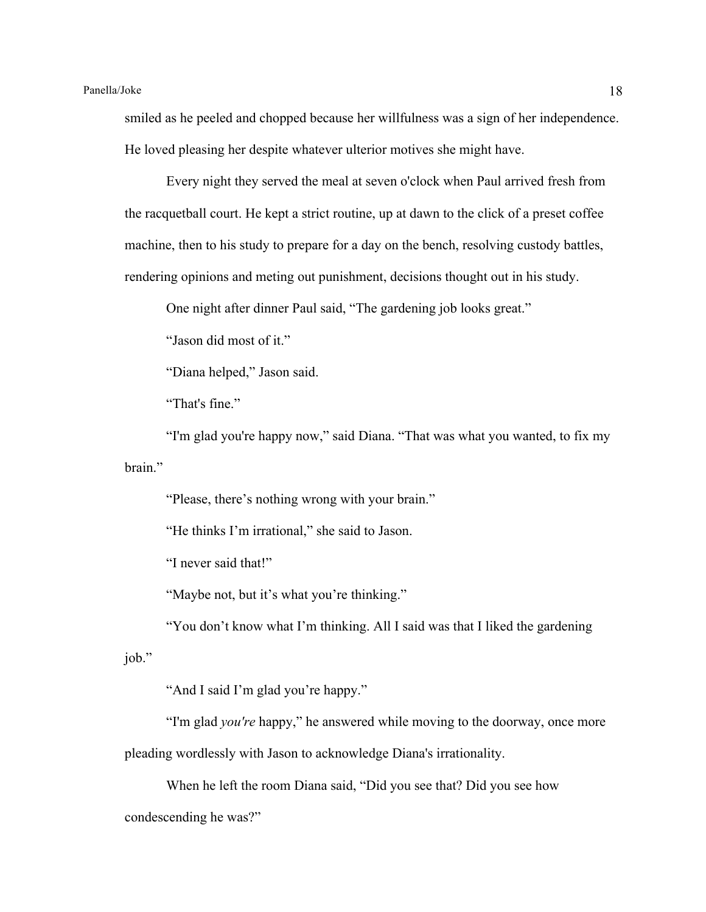smiled as he peeled and chopped because her willfulness was a sign of her independence. He loved pleasing her despite whatever ulterior motives she might have.

Every night they served the meal at seven o'clock when Paul arrived fresh from the racquetball court. He kept a strict routine, up at dawn to the click of a preset coffee machine, then to his study to prepare for a day on the bench, resolving custody battles, rendering opinions and meting out punishment, decisions thought out in his study.

One night after dinner Paul said, “The gardening job looks great.”

“Jason did most of it.”

“Diana helped,” Jason said.

“That's fine.”

“I'm glad you're happy now,” said Diana. “That was what you wanted, to fix my brain.”

“Please, there’s nothing wrong with your brain.”

“He thinks I’m irrational,” she said to Jason.

“I never said that!”

“Maybe not, but it’s what you’re thinking.”

“You don’t know what I’m thinking. All I said was that I liked the gardening job.”

“And I said I’m glad you’re happy.”

“I'm glad *you're* happy,” he answered while moving to the doorway, once more pleading wordlessly with Jason to acknowledge Diana's irrationality.

When he left the room Diana said, “Did you see that? Did you see how condescending he was?”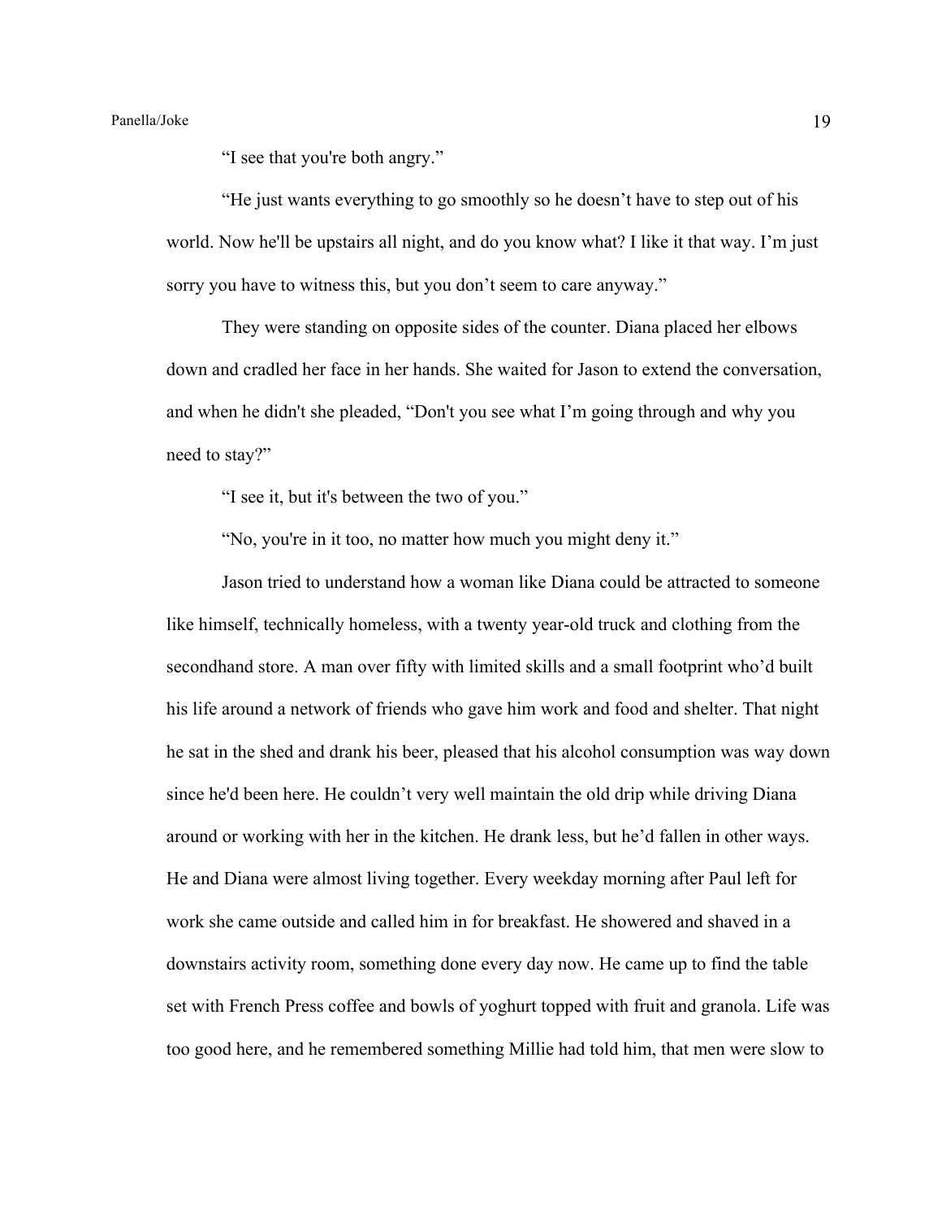"I see that you're both angry."

"He just wants everything to go smoothly so he doesn't have to step out of his world. Now he'll be upstairs all night, and do you know what? I like it that way. I'm just sorry you have to witness this, but you don't seem to care anyway."

They were standing on opposite sides of the counter. Diana placed her elbows down and cradled her face in her hands. She waited for Jason to extend the conversation, and when he didn't she pleaded, "Don't you see what I'm going through and why you need to stay?"

"I see it, but it's between the two of you."

"No, you're in it too, no matter how much you might deny it."

Jason tried to understand how a woman like Diana could be attracted to someone like himself, technically homeless, with a twenty year-old truck and clothing from the secondhand store. A man over fifty with limited skills and a small footprint who'd built his life around a network of friends who gave him work and food and shelter. That night he sat in the shed and drank his beer, pleased that his alcohol consumption was way down since he'd been here. He couldn't very well maintain the old drip while driving Diana around or working with her in the kitchen. He drank less, but he'd fallen in other ways. He and Diana were almost living together. Every weekday morning after Paul left for work she came outside and called him in for breakfast. He showered and shaved in a downstairs activity room, something done every day now. He came up to find the table set with French Press coffee and bowls of yoghurt topped with fruit and granola. Life was too good here, and he remembered something Millie had told him, that men were slow to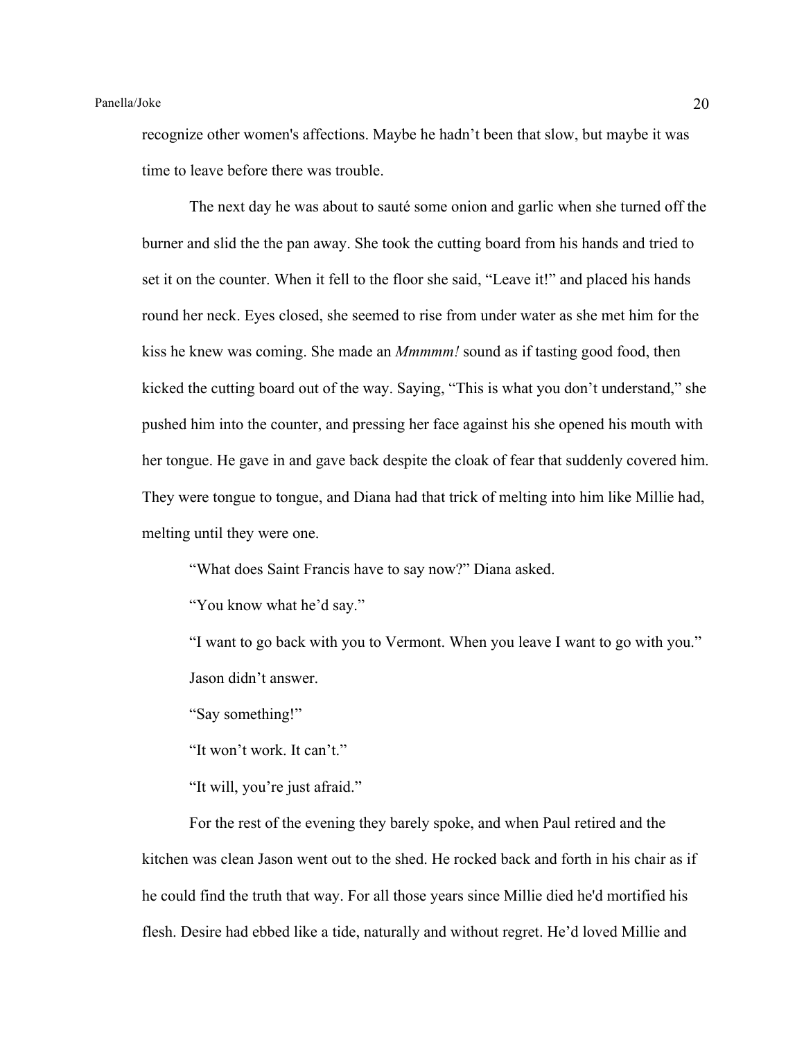recognize other women's affections. Maybe he hadn't been that slow, but maybe it was time to leave before there was trouble.

The next day he was about to sauté some onion and garlic when she turned off the burner and slid the the pan away. She took the cutting board from his hands and tried to set it on the counter. When it fell to the floor she said, "Leave it!" and placed his hands round her neck. Eyes closed, she seemed to rise from under water as she met him for the kiss he knew was coming. She made an *Mmmmm!* sound as if tasting good food, then kicked the cutting board out of the way. Saying, "This is what you don't understand," she pushed him into the counter, and pressing her face against his she opened his mouth with her tongue. He gave in and gave back despite the cloak of fear that suddenly covered him. They were tongue to tongue, and Diana had that trick of melting into him like Millie had, melting until they were one.

"What does Saint Francis have to say now?" Diana asked.

"You know what he'd say."

"I want to go back with you to Vermont. When you leave I want to go with you."

Jason didn't answer.

"Say something!"

"It won't work. It can't."

"It will, you're just afraid."

For the rest of the evening they barely spoke, and when Paul retired and the kitchen was clean Jason went out to the shed. He rocked back and forth in his chair as if he could find the truth that way. For all those years since Millie died he'd mortified his flesh. Desire had ebbed like a tide, naturally and without regret. He'd loved Millie and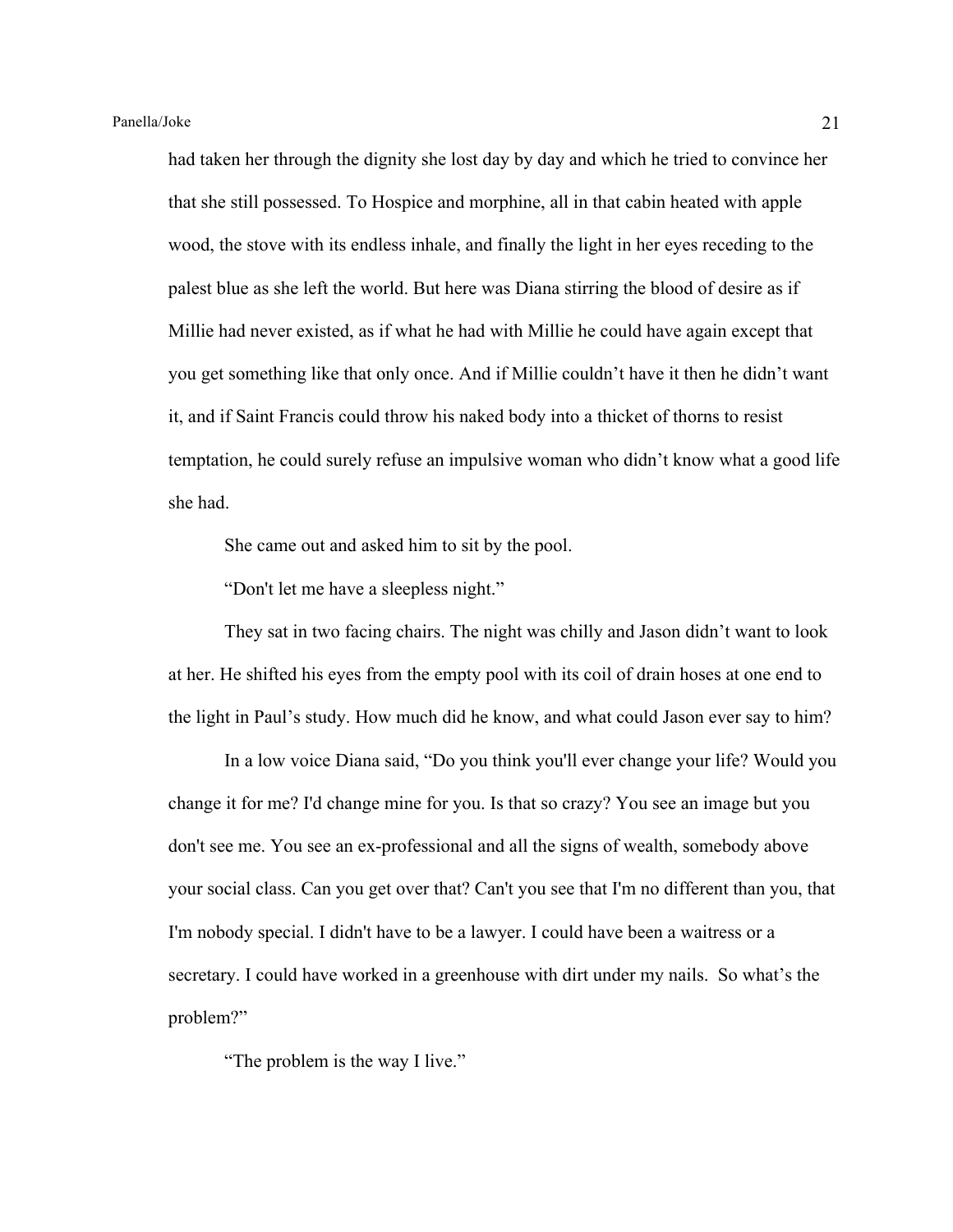had taken her through the dignity she lost day by day and which he tried to convince her that she still possessed. To Hospice and morphine, all in that cabin heated with apple wood, the stove with its endless inhale, and finally the light in her eyes receding to the palest blue as she left the world. But here was Diana stirring the blood of desire as if Millie had never existed, as if what he had with Millie he could have again except that you get something like that only once. And if Millie couldn't have it then he didn't want it, and if Saint Francis could throw his naked body into a thicket of thorns to resist temptation, he could surely refuse an impulsive woman who didn't know what a good life she had.

She came out and asked him to sit by the pool.

"Don't let me have a sleepless night."

They sat in two facing chairs. The night was chilly and Jason didn't want to look at her. He shifted his eyes from the empty pool with its coil of drain hoses at one end to the light in Paul's study. How much did he know, and what could Jason ever say to him?

In a low voice Diana said, "Do you think you'll ever change your life? Would you change it for me? I'd change mine for you. Is that so crazy? You see an image but you don't see me. You see an ex-professional and all the signs of wealth, somebody above your social class. Can you get over that? Can't you see that I'm no different than you, that I'm nobody special. I didn't have to be a lawyer. I could have been a waitress or a secretary. I could have worked in a greenhouse with dirt under my nails. So what's the problem?"

"The problem is the way I live."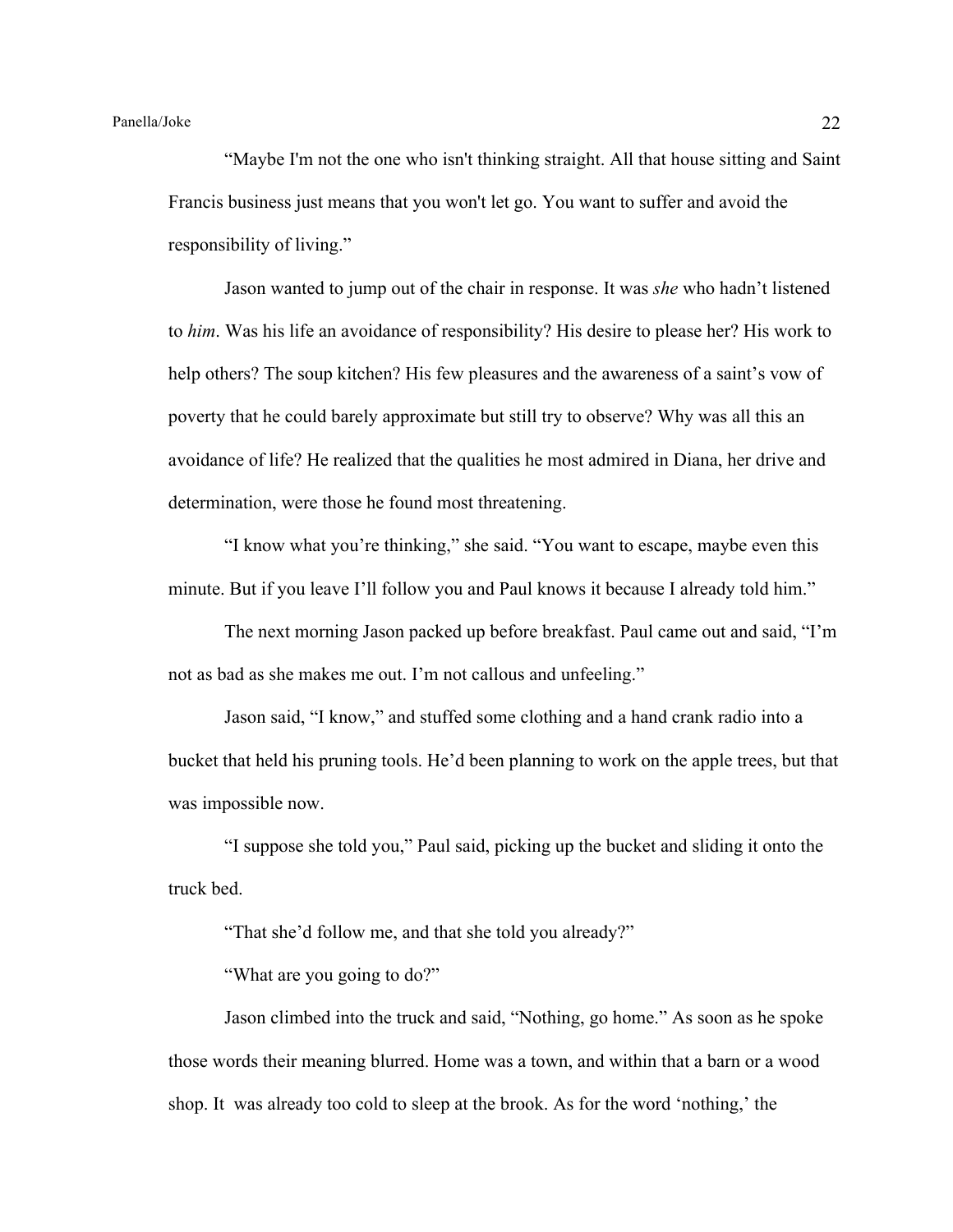"Maybe I'm not the one who isn't thinking straight. All that house sitting and Saint Francis business just means that you won't let go. You want to suffer and avoid the responsibility of living."

Jason wanted to jump out of the chair in response. It was *she* who hadn't listened to *him*. Was his life an avoidance of responsibility? His desire to please her? His work to help others? The soup kitchen? His few pleasures and the awareness of a saint's vow of poverty that he could barely approximate but still try to observe? Why was all this an avoidance of life? He realized that the qualities he most admired in Diana, her drive and determination, were those he found most threatening.

"I know what you're thinking," she said. "You want to escape, maybe even this minute. But if you leave I'll follow you and Paul knows it because I already told him."

The next morning Jason packed up before breakfast. Paul came out and said, "I'm not as bad as she makes me out. I'm not callous and unfeeling."

Jason said, "I know," and stuffed some clothing and a hand crank radio into a bucket that held his pruning tools. He'd been planning to work on the apple trees, but that was impossible now.

"I suppose she told you," Paul said, picking up the bucket and sliding it onto the truck bed.

"That she'd follow me, and that she told you already?"

"What are you going to do?"

Jason climbed into the truck and said, "Nothing, go home." As soon as he spoke those words their meaning blurred. Home was a town, and within that a barn or a wood shop. It was already too cold to sleep at the brook. As for the word 'nothing,' the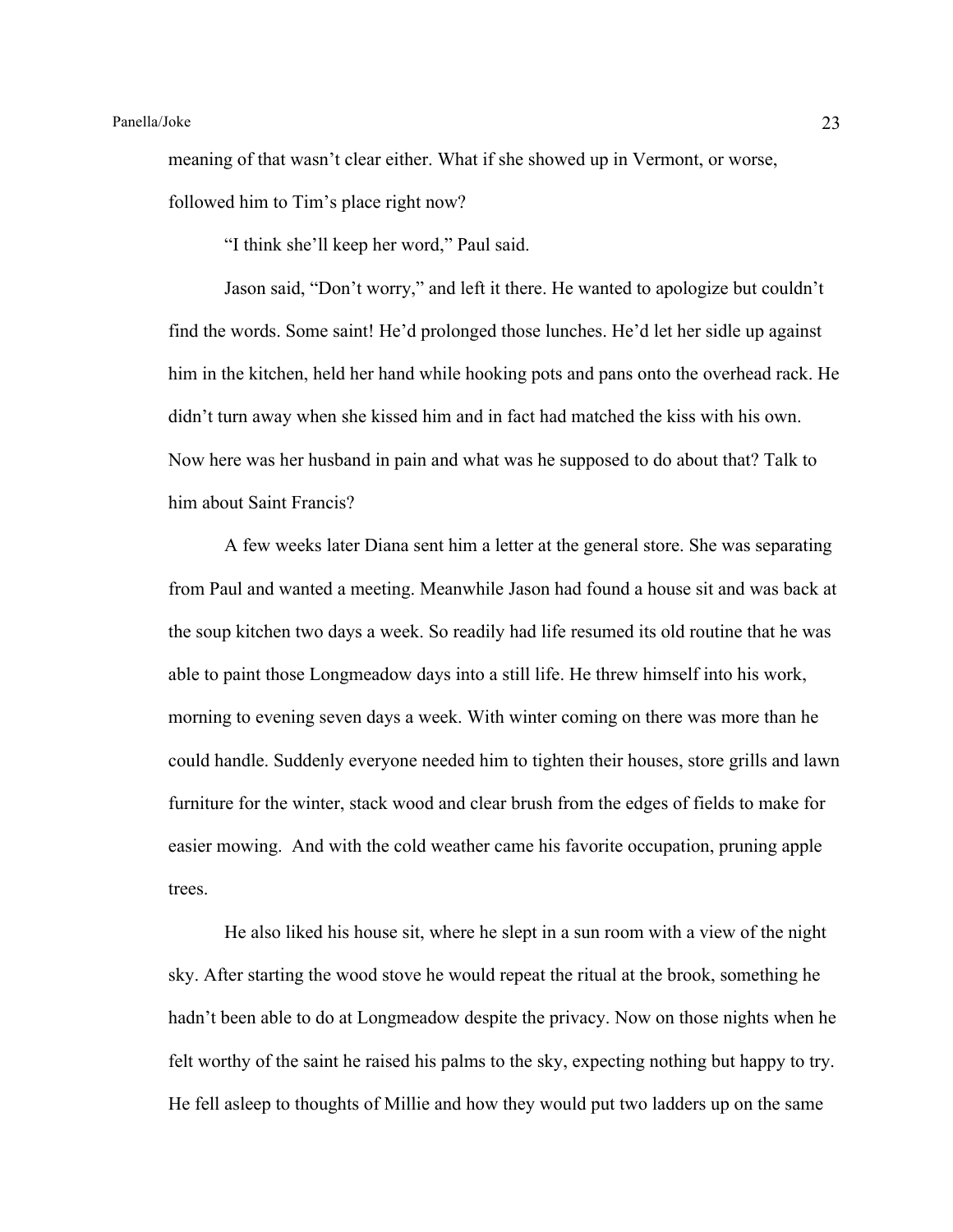meaning of that wasn't clear either. What if she showed up in Vermont, or worse, followed him to Tim's place right now?

"I think she'll keep her word," Paul said.

Jason said, "Don't worry," and left it there. He wanted to apologize but couldn't find the words. Some saint! He'd prolonged those lunches. He'd let her sidle up against him in the kitchen, held her hand while hooking pots and pans onto the overhead rack. He didn't turn away when she kissed him and in fact had matched the kiss with his own. Now here was her husband in pain and what was he supposed to do about that? Talk to him about Saint Francis?

A few weeks later Diana sent him a letter at the general store. She was separating from Paul and wanted a meeting. Meanwhile Jason had found a house sit and was back at the soup kitchen two days a week. So readily had life resumed its old routine that he was able to paint those Longmeadow days into a still life. He threw himself into his work, morning to evening seven days a week. With winter coming on there was more than he could handle. Suddenly everyone needed him to tighten their houses, store grills and lawn furniture for the winter, stack wood and clear brush from the edges of fields to make for easier mowing. And with the cold weather came his favorite occupation, pruning apple trees.

He also liked his house sit, where he slept in a sun room with a view of the night sky. After starting the wood stove he would repeat the ritual at the brook, something he hadn't been able to do at Longmeadow despite the privacy. Now on those nights when he felt worthy of the saint he raised his palms to the sky, expecting nothing but happy to try. He fell asleep to thoughts of Millie and how they would put two ladders up on the same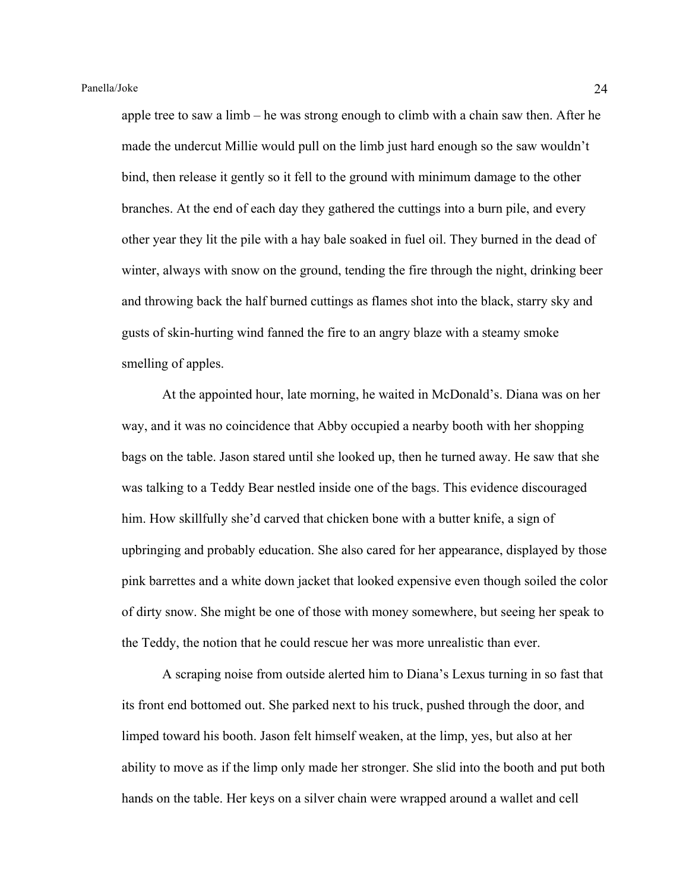apple tree to saw a limb – he was strong enough to climb with a chain saw then. After he made the undercut Millie would pull on the limb just hard enough so the saw wouldn't bind, then release it gently so it fell to the ground with minimum damage to the other branches. At the end of each day they gathered the cuttings into a burn pile, and every other year they lit the pile with a hay bale soaked in fuel oil. They burned in the dead of winter, always with snow on the ground, tending the fire through the night, drinking beer and throwing back the half burned cuttings as flames shot into the black, starry sky and gusts of skin-hurting wind fanned the fire to an angry blaze with a steamy smoke smelling of apples.

At the appointed hour, late morning, he waited in McDonald's. Diana was on her way, and it was no coincidence that Abby occupied a nearby booth with her shopping bags on the table. Jason stared until she looked up, then he turned away. He saw that she was talking to a Teddy Bear nestled inside one of the bags. This evidence discouraged him. How skillfully she'd carved that chicken bone with a butter knife, a sign of upbringing and probably education. She also cared for her appearance, displayed by those pink barrettes and a white down jacket that looked expensive even though soiled the color of dirty snow. She might be one of those with money somewhere, but seeing her speak to the Teddy, the notion that he could rescue her was more unrealistic than ever.

A scraping noise from outside alerted him to Diana's Lexus turning in so fast that its front end bottomed out. She parked next to his truck, pushed through the door, and limped toward his booth. Jason felt himself weaken, at the limp, yes, but also at her ability to move as if the limp only made her stronger. She slid into the booth and put both hands on the table. Her keys on a silver chain were wrapped around a wallet and cell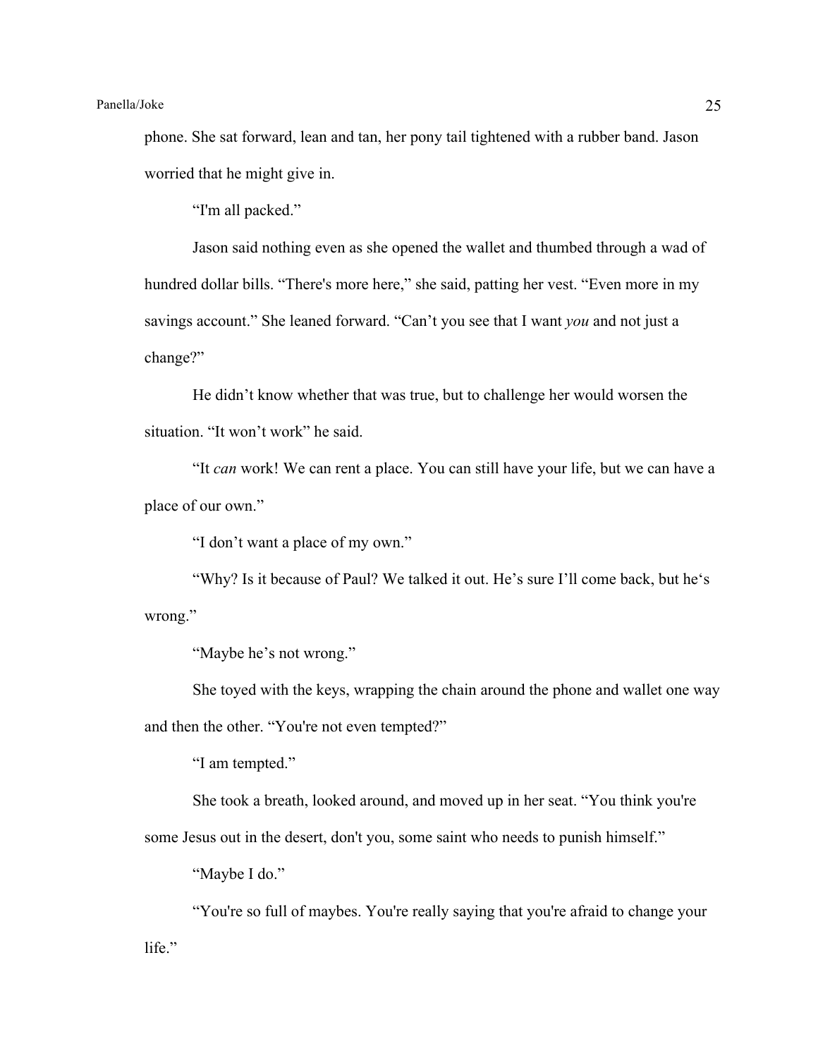phone. She sat forward, lean and tan, her pony tail tightened with a rubber band. Jason worried that he might give in.

"I'm all packed."

Jason said nothing even as she opened the wallet and thumbed through a wad of hundred dollar bills. "There's more here," she said, patting her vest. "Even more in my savings account." She leaned forward. "Can't you see that I want *you* and not just a change?"

He didn't know whether that was true, but to challenge her would worsen the situation. "It won't work" he said.

"It *can* work! We can rent a place. You can still have your life, but we can have a place of our own."

"I don't want a place of my own."

"Why? Is it because of Paul? We talked it out. He's sure I'll come back, but he's wrong."

"Maybe he's not wrong."

She toyed with the keys, wrapping the chain around the phone and wallet one way and then the other. "You're not even tempted?"

"I am tempted."

She took a breath, looked around, and moved up in her seat. "You think you're some Jesus out in the desert, don't you, some saint who needs to punish himself."

"Maybe I do."

"You're so full of maybes. You're really saying that you're afraid to change your life."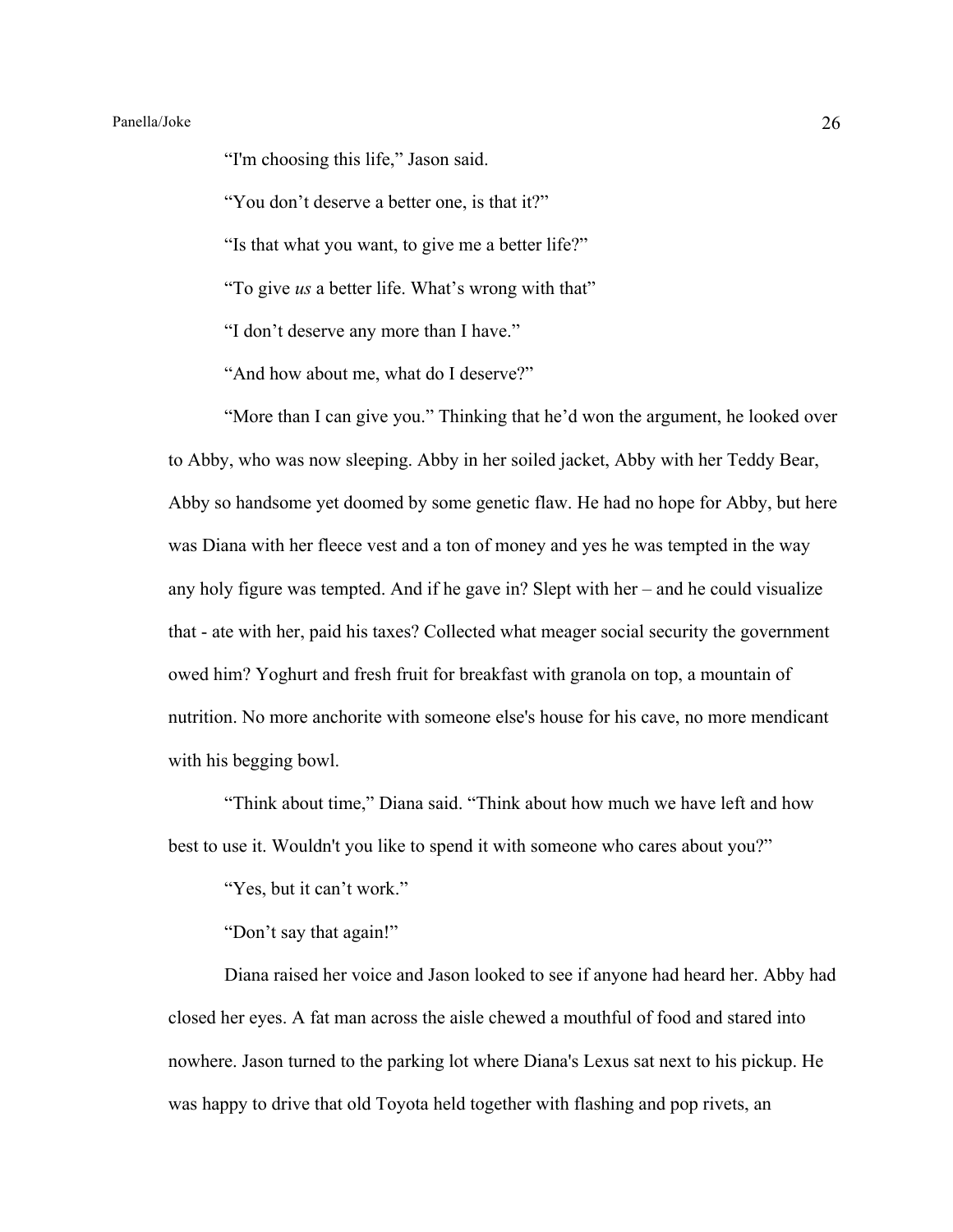“I'm choosing this life,” Jason said.

“You don’t deserve a better one, is that it?”

“Is that what you want, to give me a better life?”

“To give *us* a better life. What’s wrong with that”

“I don’t deserve any more than I have.”

“And how about me, what do I deserve?”

“More than I can give you.” Thinking that he’d won the argument, he looked over to Abby, who was now sleeping. Abby in her soiled jacket, Abby with her Teddy Bear, Abby so handsome yet doomed by some genetic flaw. He had no hope for Abby, but here was Diana with her fleece vest and a ton of money and yes he was tempted in the way any holy figure was tempted. And if he gave in? Slept with her – and he could visualize that - ate with her, paid his taxes? Collected what meager social security the government owed him? Yoghurt and fresh fruit for breakfast with granola on top, a mountain of nutrition. No more anchorite with someone else's house for his cave, no more mendicant with his begging bowl.

“Think about time,” Diana said. “Think about how much we have left and how best to use it. Wouldn't you like to spend it with someone who cares about you?”

“Yes, but it can’t work.”

“Don’t say that again!”

Diana raised her voice and Jason looked to see if anyone had heard her. Abby had closed her eyes. A fat man across the aisle chewed a mouthful of food and stared into nowhere. Jason turned to the parking lot where Diana's Lexus sat next to his pickup. He was happy to drive that old Toyota held together with flashing and pop rivets, an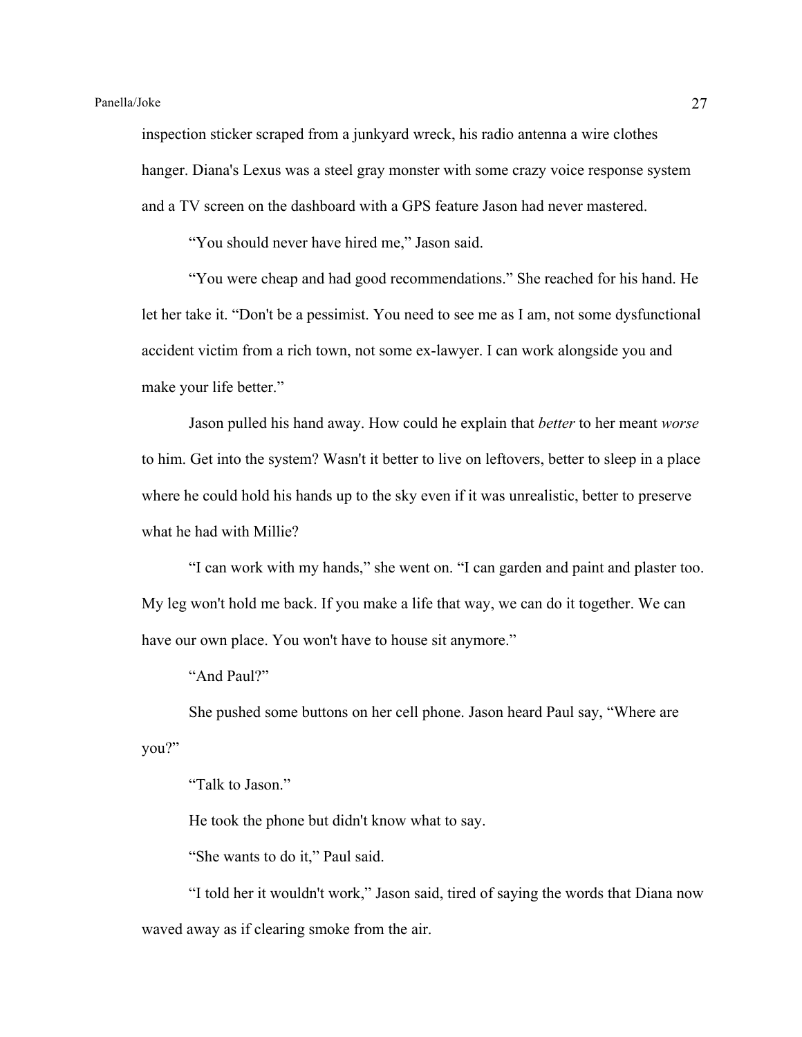inspection sticker scraped from a junkyard wreck, his radio antenna a wire clothes hanger. Diana's Lexus was a steel gray monster with some crazy voice response system and a TV screen on the dashboard with a GPS feature Jason had never mastered.

"You should never have hired me," Jason said.

"You were cheap and had good recommendations." She reached for his hand. He let her take it. "Don't be a pessimist. You need to see me as I am, not some dysfunctional accident victim from a rich town, not some ex-lawyer. I can work alongside you and make your life better."

Jason pulled his hand away. How could he explain that *better* to her meant *worse* to him. Get into the system? Wasn't it better to live on leftovers, better to sleep in a place where he could hold his hands up to the sky even if it was unrealistic, better to preserve what he had with Millie?

"I can work with my hands," she went on. "I can garden and paint and plaster too. My leg won't hold me back. If you make a life that way, we can do it together. We can have our own place. You won't have to house sit anymore."

"And Paul?"

She pushed some buttons on her cell phone. Jason heard Paul say, "Where are you?"

"Talk to Jason."

He took the phone but didn't know what to say.

"She wants to do it," Paul said.

"I told her it wouldn't work," Jason said, tired of saying the words that Diana now waved away as if clearing smoke from the air.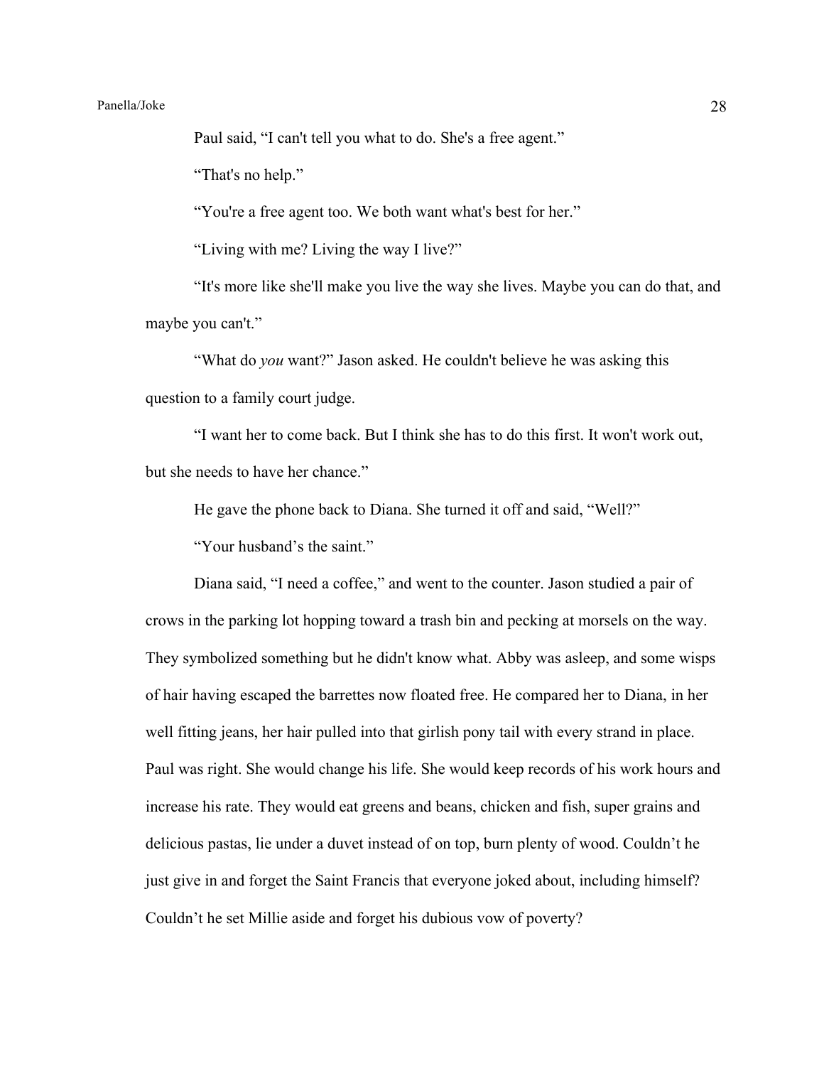Paul said, “I can't tell you what to do. She's a free agent.”

“That's no help.”

“You're a free agent too. We both want what's best for her.”

“Living with me? Living the way I live?”

“It's more like she'll make you live the way she lives. Maybe you can do that, and maybe you can't.”

“What do *you* want?” Jason asked. He couldn't believe he was asking this question to a family court judge.

“I want her to come back. But I think she has to do this first. It won't work out, but she needs to have her chance.”

He gave the phone back to Diana. She turned it off and said, “Well?”

“Your husband’s the saint.”

Diana said, “I need a coffee,” and went to the counter. Jason studied a pair of crows in the parking lot hopping toward a trash bin and pecking at morsels on the way. They symbolized something but he didn't know what. Abby was asleep, and some wisps of hair having escaped the barrettes now floated free. He compared her to Diana, in her well fitting jeans, her hair pulled into that girlish pony tail with every strand in place. Paul was right. She would change his life. She would keep records of his work hours and increase his rate. They would eat greens and beans, chicken and fish, super grains and delicious pastas, lie under a duvet instead of on top, burn plenty of wood. Couldn’t he just give in and forget the Saint Francis that everyone joked about, including himself? Couldn’t he set Millie aside and forget his dubious vow of poverty?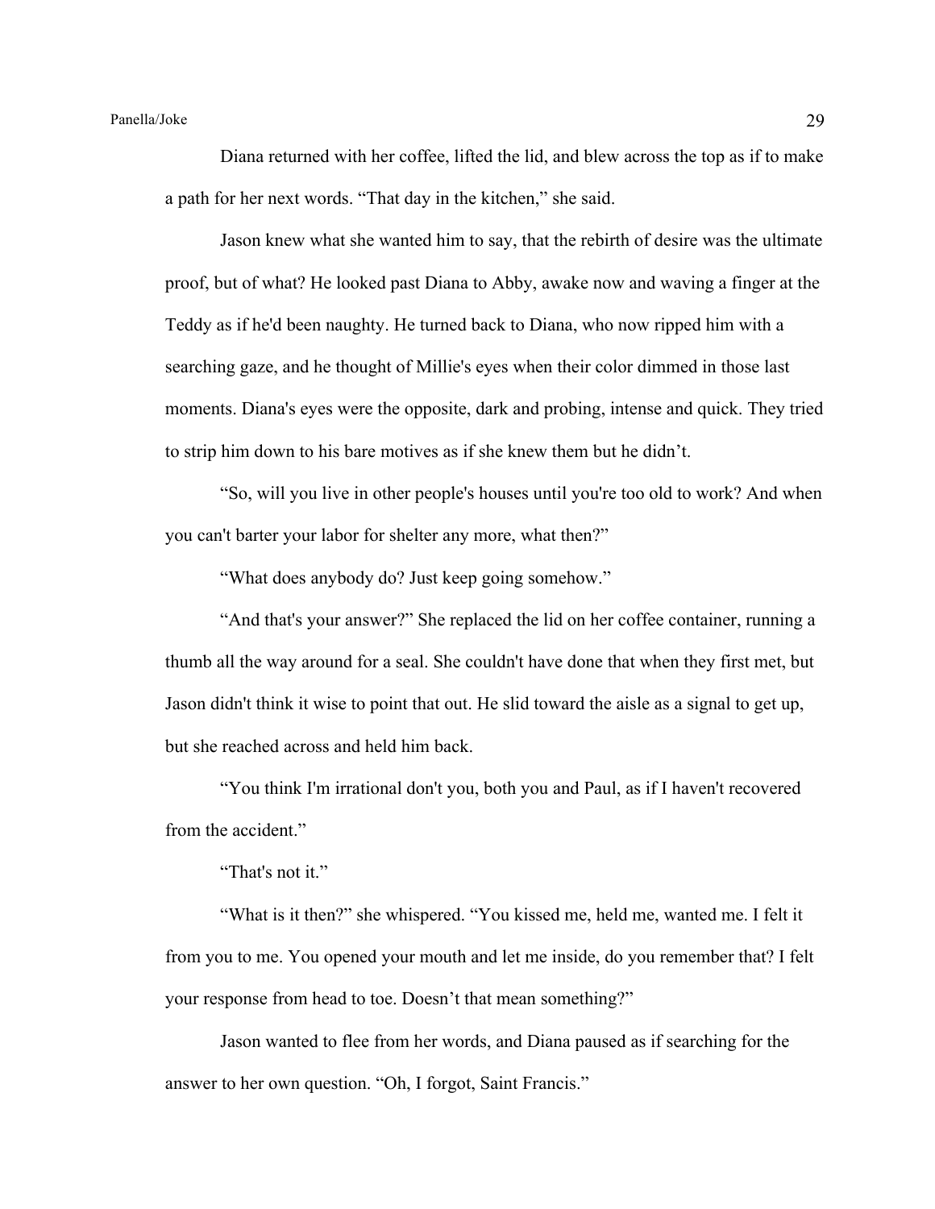Diana returned with her coffee, lifted the lid, and blew across the top as if to make a path for her next words. “That day in the kitchen,” she said.

Jason knew what she wanted him to say, that the rebirth of desire was the ultimate proof, but of what? He looked past Diana to Abby, awake now and waving a finger at the Teddy as if he'd been naughty. He turned back to Diana, who now ripped him with a searching gaze, and he thought of Millie's eyes when their color dimmed in those last moments. Diana's eyes were the opposite, dark and probing, intense and quick. They tried to strip him down to his bare motives as if she knew them but he didn’t.

“So, will you live in other people's houses until you're too old to work? And when you can't barter your labor for shelter any more, what then?”

“What does anybody do? Just keep going somehow.”

“And that's your answer?” She replaced the lid on her coffee container, running a thumb all the way around for a seal. She couldn't have done that when they first met, but Jason didn't think it wise to point that out. He slid toward the aisle as a signal to get up, but she reached across and held him back.

“You think I'm irrational don't you, both you and Paul, as if I haven't recovered from the accident.”

“That's not it.”

“What is it then?” she whispered. “You kissed me, held me, wanted me. I felt it from you to me. You opened your mouth and let me inside, do you remember that? I felt your response from head to toe. Doesn’t that mean something?”

Jason wanted to flee from her words, and Diana paused as if searching for the answer to her own question. “Oh, I forgot, Saint Francis.”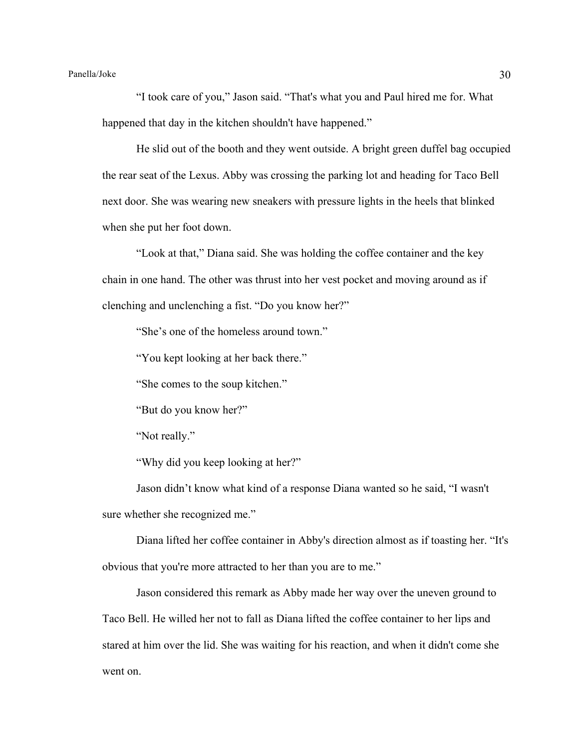"I took care of you," Jason said. "That's what you and Paul hired me for. What happened that day in the kitchen shouldn't have happened."

He slid out of the booth and they went outside. A bright green duffel bag occupied the rear seat of the Lexus. Abby was crossing the parking lot and heading for Taco Bell next door. She was wearing new sneakers with pressure lights in the heels that blinked when she put her foot down.

"Look at that," Diana said. She was holding the coffee container and the key chain in one hand. The other was thrust into her vest pocket and moving around as if clenching and unclenching a fist. "Do you know her?"

"She's one of the homeless around town."

"You kept looking at her back there."

"She comes to the soup kitchen."

"But do you know her?"

"Not really."

"Why did you keep looking at her?"

Jason didn't know what kind of a response Diana wanted so he said, "I wasn't sure whether she recognized me."

Diana lifted her coffee container in Abby's direction almost as if toasting her. "It's obvious that you're more attracted to her than you are to me."

Jason considered this remark as Abby made her way over the uneven ground to Taco Bell. He willed her not to fall as Diana lifted the coffee container to her lips and stared at him over the lid. She was waiting for his reaction, and when it didn't come she went on.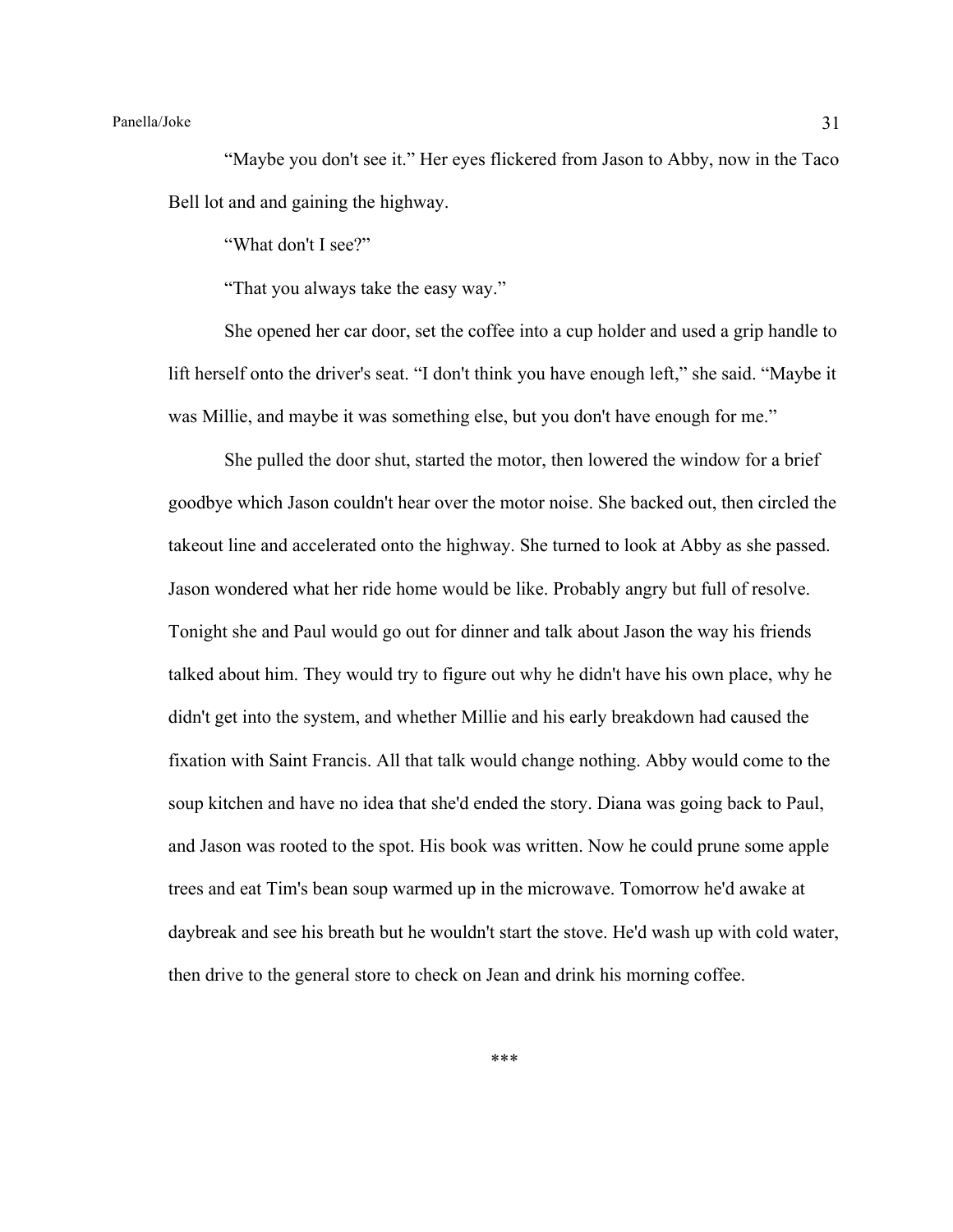"Maybe you don't see it." Her eyes flickered from Jason to Abby, now in the Taco Bell lot and and gaining the highway.

"What don't I see?"

"That you always take the easy way."

She opened her car door, set the coffee into a cup holder and used a grip handle to lift herself onto the driver's seat. "I don't think you have enough left," she said. "Maybe it was Millie, and maybe it was something else, but you don't have enough for me."

She pulled the door shut, started the motor, then lowered the window for a brief goodbye which Jason couldn't hear over the motor noise. She backed out, then circled the takeout line and accelerated onto the highway. She turned to look at Abby as she passed. Jason wondered what her ride home would be like. Probably angry but full of resolve. Tonight she and Paul would go out for dinner and talk about Jason the way his friends talked about him. They would try to figure out why he didn't have his own place, why he didn't get into the system, and whether Millie and his early breakdown had caused the fixation with Saint Francis. All that talk would change nothing. Abby would come to the soup kitchen and have no idea that she'd ended the story. Diana was going back to Paul, and Jason was rooted to the spot. His book was written. Now he could prune some apple trees and eat Tim's bean soup warmed up in the microwave. Tomorrow he'd awake at daybreak and see his breath but he wouldn't start the stove. He'd wash up with cold water, then drive to the general store to check on Jean and drink his morning coffee.

***